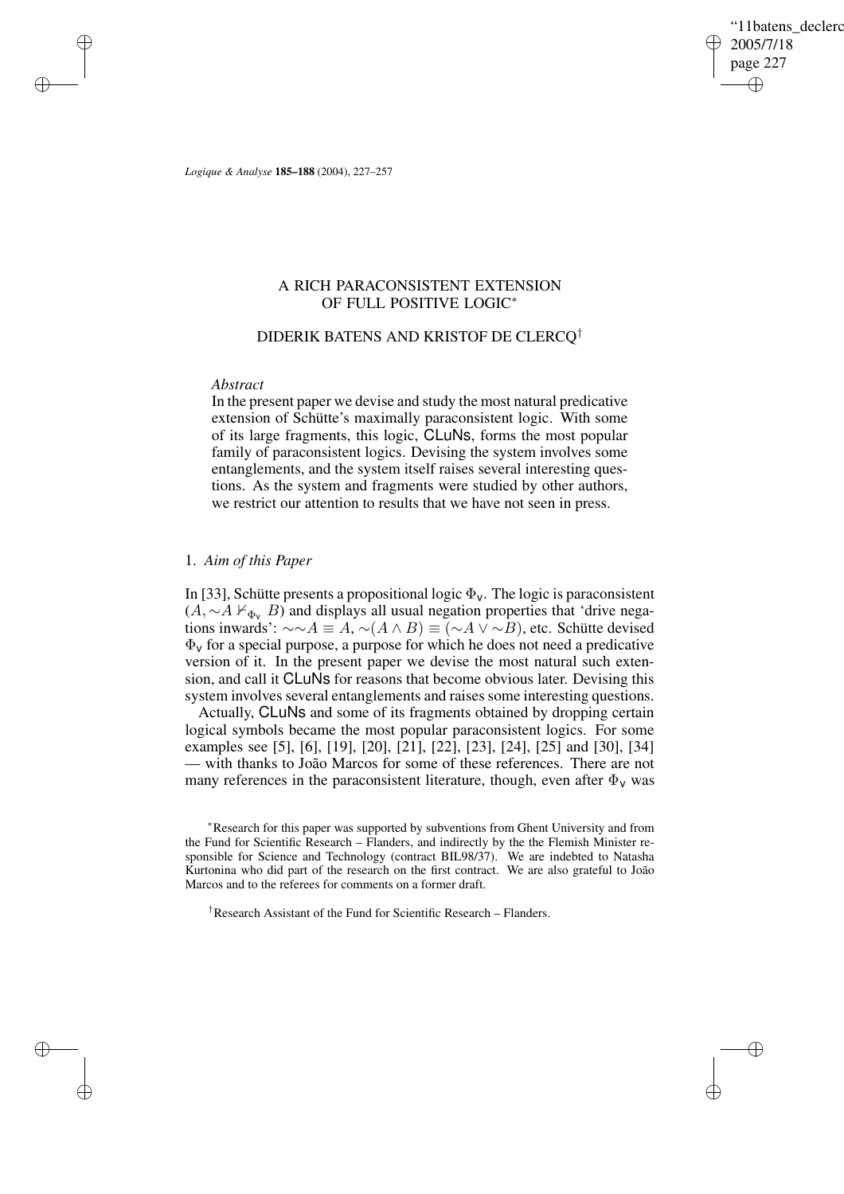*Logique & Analyse* **185–188** (2004), 227–257

# A RICH PARACONSISTENT EXTENSION OF FULL POSITIVE LOGIC*

## DIDERIK BATENS AND KRISTOF DE CLERCQ†

*Abstract*

In the present paper we devise and study the most natural predicative extension of Schütte's maximally paraconsistent logic. With some of its large fragments, this logic, CLuNs, forms the most popular family of paraconsistent logics. Devising the system involves some entanglements, and the system itself raises several interesting questions. As the system and fragments were studied by other authors, we restrict our attention to results that we have not seen in press.

### 1. *Aim of this Paper*

In [33], Schütte presents a propositional logic $\Phi_{\mathsf{v}}$. The logic is paraconsistent ($A, \sim A \nvdash_{\Phi_{\mathsf{v}}} B$) and displays all usual negation properties that 'drive negations inwards': $\sim\sim A \equiv A$, $\sim(A \wedge B) \equiv (\sim A \vee \sim B)$, etc. Schütte devised $\Phi_{\mathsf{v}}$ for a special purpose, a purpose for which he does not need a predicative version of it. In the present paper we devise the most natural such extension, and call it CLuNs for reasons that become obvious later. Devising this system involves several entanglements and raises some interesting questions.

Actually, CLuNs and some of its fragments obtained by dropping certain logical symbols became the most popular paraconsistent logics. For some examples see [5], [6], [19], [20], [21], [22], [23], [24], [25] and [30], [34] — with thanks to João Marcos for some of these references. There are not many references in the paraconsistent literature, though, even after $\Phi_{\mathsf{v}}$ was

*Research for this paper was supported by subventions from Ghent University and from the Fund for Scientific Research – Flanders, and indirectly by the the Flemish Minister responsible for Science and Technology (contract BIL98/37). We are indebted to Natasha Kurtonina who did part of the research on the first contract. We are also grateful to João Marcos and to the referees for comments on a former draft.

†Research Assistant of the Fund for Scientific Research – Flanders.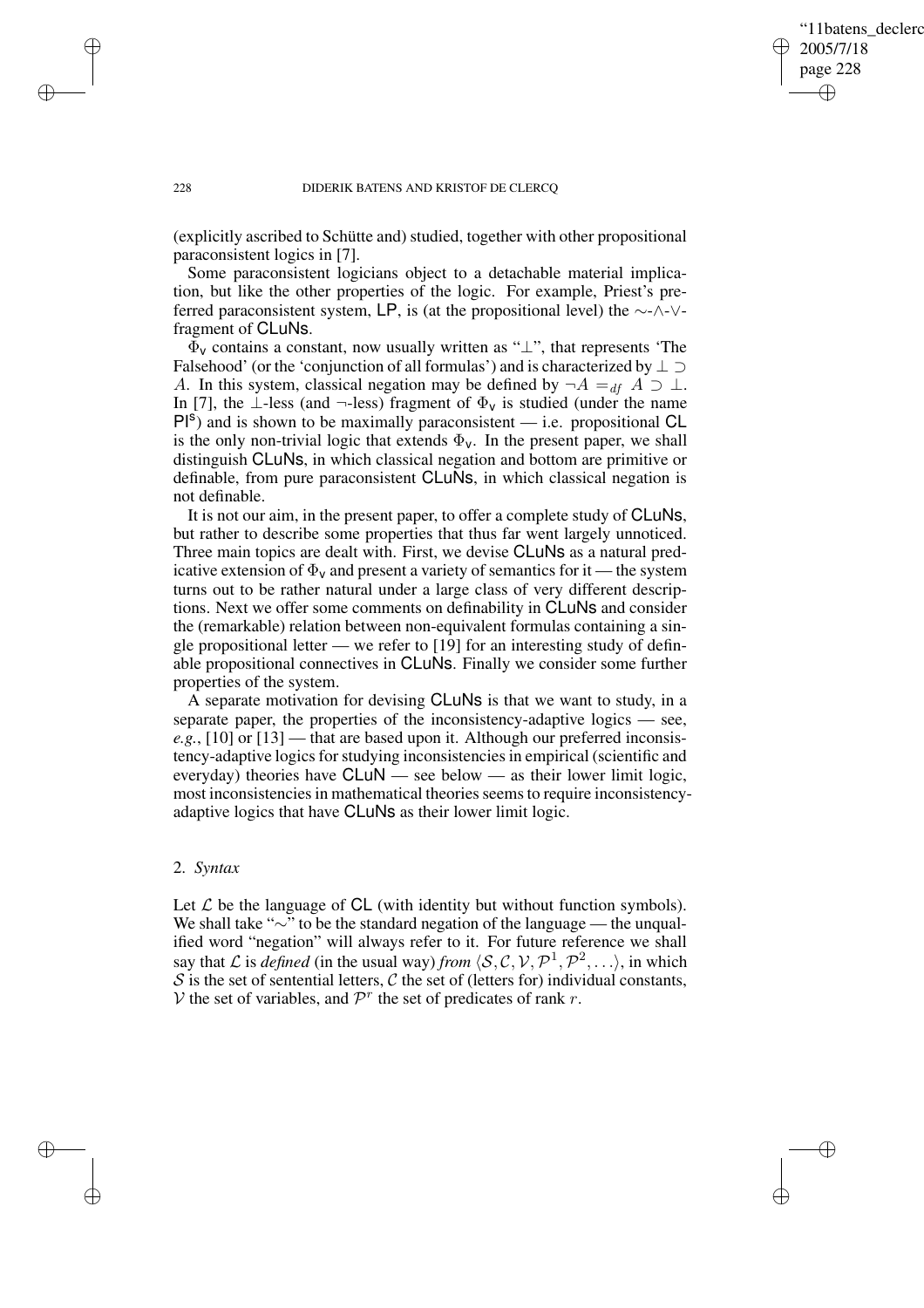(explicitly ascribed to Schütte and) studied, together with other propositional paraconsistent logics in [7].

Some paraconsistent logicians object to a detachable material implication, but like the other properties of the logic. For example, Priest's preferred paraconsistent system, LP, is (at the propositional level) the $\sim$-$\wedge$-$\vee$-fragment of CLuNs.

$\Phi_{\mathsf{v}}$ contains a constant, now usually written as "$\bot$", that represents 'The Falsehood' (or the 'conjunction of all formulas') and is characterized by $\bot \supset A$. In this system, classical negation may be defined by $\neg A =_{df} A \supset \bot$. In [7], the $\bot$-less (and $\neg$-less) fragment of $\Phi_{\mathsf{v}}$ is studied (under the name $\mathsf{PI}^{\mathsf{s}}$) and is shown to be maximally paraconsistent — i.e. propositional CL is the only non-trivial logic that extends $\Phi_{\mathsf{v}}$. In the present paper, we shall distinguish CLuNs, in which classical negation and bottom are primitive or definable, from pure paraconsistent CLuNs, in which classical negation is not definable.

It is not our aim, in the present paper, to offer a complete study of CLuNs, but rather to describe some properties that thus far went largely unnoticed. Three main topics are dealt with. First, we devise CLuNs as a natural predicative extension of $\Phi_{\mathsf{v}}$ and present a variety of semantics for it — the system turns out to be rather natural under a large class of very different descriptions. Next we offer some comments on definability in CLuNs and consider the (remarkable) relation between non-equivalent formulas containing a single propositional letter — we refer to [19] for an interesting study of definable propositional connectives in CLuNs. Finally we consider some further properties of the system.

A separate motivation for devising CLuNs is that we want to study, in a separate paper, the properties of the inconsistency-adaptive logics — see, *e.g.*, [10] or [13] — that are based upon it. Although our preferred inconsistency-adaptive logics for studying inconsistencies in empirical (scientific and everyday) theories have CLuN — see below — as their lower limit logic, most inconsistencies in mathematical theories seems to require inconsistency-adaptive logics that have CLuNs as their lower limit logic.

## 2. *Syntax*

Let $\mathcal{L}$ be the language of CL (with identity but without function symbols). We shall take "$\sim$" to be the standard negation of the language — the unqualified word "negation" will always refer to it. For future reference we shall say that $\mathcal{L}$ is *defined* (in the usual way) *from* $\langle \mathcal{S}, \mathcal{C}, \mathcal{V}, \mathcal{P}^1, \mathcal{P}^2, \ldots \rangle$, in which $\mathcal{S}$ is the set of sentential letters, $\mathcal{C}$ the set of (letters for) individual constants, $\mathcal{V}$ the set of variables, and $\mathcal{P}^r$ the set of predicates of rank $r$.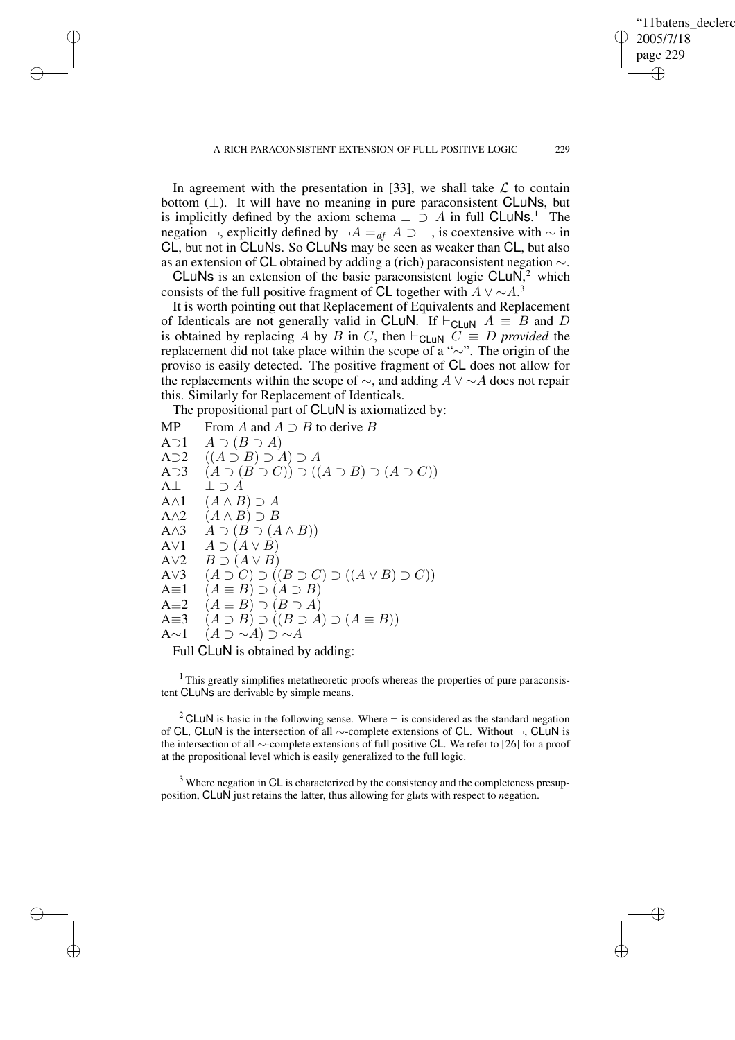In agreement with the presentation in [33], we shall take $\mathcal{L}$ to contain bottom ($\bot$). It will have no meaning in pure paraconsistent CLuNs, but is implicitly defined by the axiom schema $\bot \supset A$ in full CLuNs.[1] The negation $\neg$, explicitly defined by $\neg A =_{df} A \supset \bot$, is coextensive with $\sim$ in CL, but not in CLuNs. So CLuNs may be seen as weaker than CL, but also as an extension of CL obtained by adding a (rich) paraconsistent negation $\sim$.

CLuNs is an extension of the basic paraconsistent logic CLuN,[2] which consists of the full positive fragment of CL together with $A \vee {\sim}A$.[3]

It is worth pointing out that Replacement of Equivalents and Replacement of Identicals are not generally valid in CLuN. If $\vdash_{\mathsf{CLuN}} A \equiv B$ and $D$ is obtained by replacing $A$ by $B$ in $C$, then $\vdash_{\mathsf{CLuN}} C \equiv D$ *provided* the replacement did not take place within the scope of a "$\sim$". The origin of the proviso is easily detected. The positive fragment of CL does not allow for the replacements within the scope of $\sim$, and adding $A \vee {\sim}A$ does not repair this. Similarly for Replacement of Identicals.

The propositional part of CLuN is axiomatized by:

| | |
|---|---|
| MP | From $A$ and $A \supset B$ to derive $B$ |
| A⊃1 | $A \supset (B \supset A)$ |
| A⊃2 | $((A \supset B) \supset A) \supset A$ |
| A⊃3 | $(A \supset (B \supset C)) \supset ((A \supset B) \supset (A \supset C))$ |
| A⊥ | $\bot \supset A$ |
| A∧1 | $(A \wedge B) \supset A$ |
| A∧2 | $(A \wedge B) \supset B$ |
| A∧3 | $A \supset (B \supset (A \wedge B))$ |
| A∨1 | $A \supset (A \vee B)$ |
| A∨2 | $B \supset (A \vee B)$ |
| A∨3 | $(A \supset C) \supset ((B \supset C) \supset ((A \vee B) \supset C))$ |
| A≡1 | $(A \equiv B) \supset (A \supset B)$ |
| A≡2 | $(A \equiv B) \supset (B \supset A)$ |
| A≡3 | $(A \supset B) \supset ((B \supset A) \supset (A \equiv B))$ |
| A∼1 | $(A \supset {\sim}A) \supset {\sim}A$ |

Full CLuN is obtained by adding:

[1] This greatly simplifies metatheoretic proofs whereas the properties of pure paraconsistent CLuNs are derivable by simple means.

[2] CLuN is basic in the following sense. Where $\neg$ is considered as the standard negation of CL, CLuN is the intersection of all $\sim$-complete extensions of CL. Without $\neg$, CLuN is the intersection of all $\sim$-complete extensions of full positive CL. We refer to [26] for a proof at the propositional level which is easily generalized to the full logic.

[3] Where negation in CL is characterized by the consistency and the completeness presupposition, CLuN just retains the latter, thus allowing for gl*u*ts with respect to *n*egation.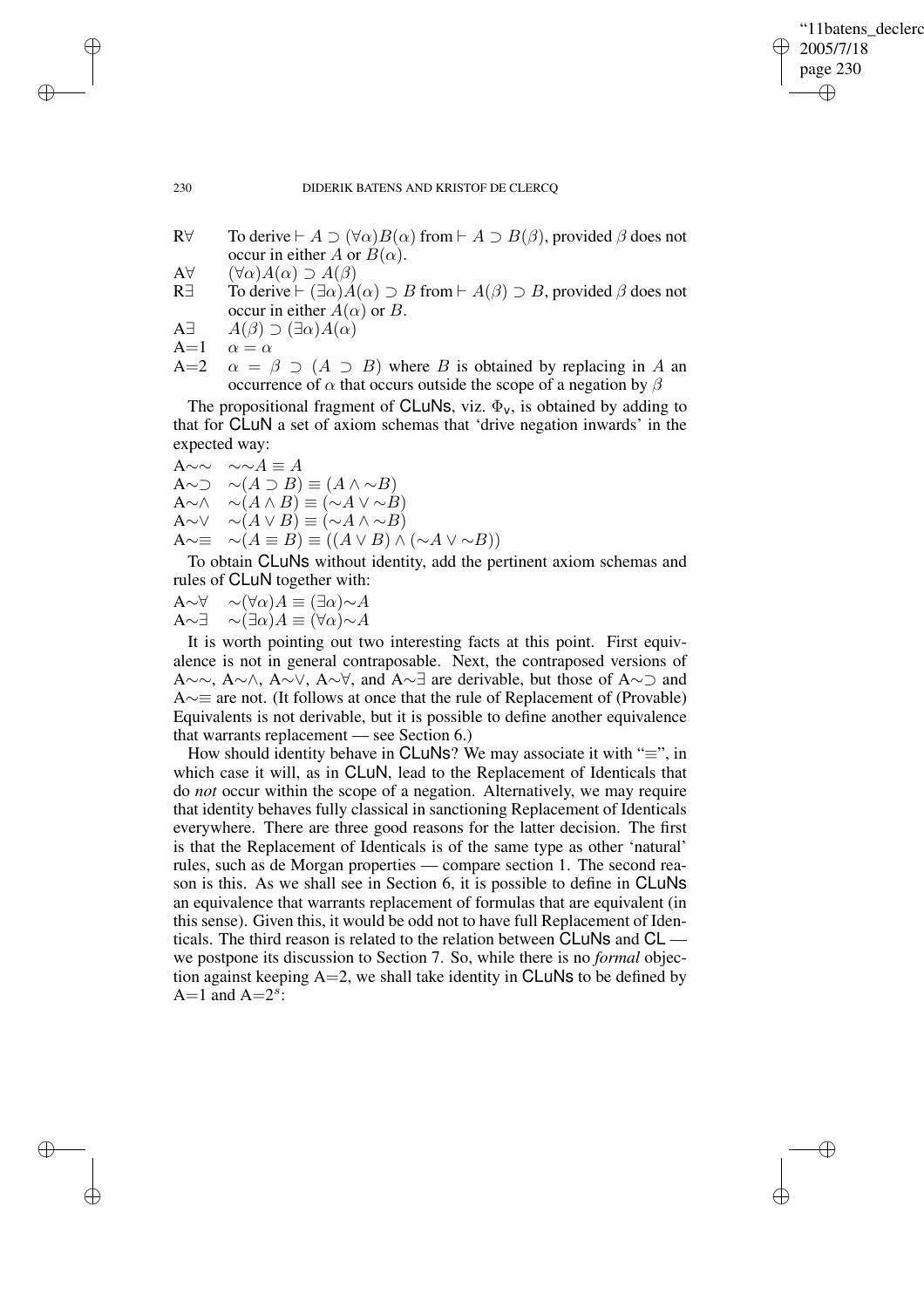R∀ To derive $\vdash A \supset (\forall\alpha)B(\alpha)$ from $\vdash A \supset B(\beta)$, provided $\beta$ does not occur in either $A$ or $B(\alpha)$.

A∀ $(\forall\alpha)A(\alpha) \supset A(\beta)$

R∃ To derive $\vdash (\exists\alpha)A(\alpha) \supset B$ from $\vdash A(\beta) \supset B$, provided $\beta$ does not occur in either $A(\alpha)$ or $B$.

A∃ $A(\beta) \supset (\exists\alpha)A(\alpha)$

A=1 $\alpha = \alpha$

A=2 $\alpha = \beta \supset (A \supset B)$ where $B$ is obtained by replacing in $A$ an occurrence of $\alpha$ that occurs outside the scope of a negation by $\beta$

The propositional fragment of CLuNs, viz. $\Phi_{\mathsf{v}}$, is obtained by adding to that for CLuN a set of axiom schemas that 'drive negation inwards' in the expected way:

A∼∼ $\sim\sim A \equiv A$

A∼⊃ $\sim(A \supset B) \equiv (A \wedge \sim B)$

A∼∧ $\sim(A \wedge B) \equiv (\sim A \vee \sim B)$

A∼∨ $\sim(A \vee B) \equiv (\sim A \wedge \sim B)$

A∼≡ $\sim(A \equiv B) \equiv ((A \vee B) \wedge (\sim A \vee \sim B))$

To obtain CLuNs without identity, add the pertinent axiom schemas and rules of CLuN together with:

A∼∀ $\sim(\forall\alpha)A \equiv (\exists\alpha)\sim A$

A∼∃ $\sim(\exists\alpha)A \equiv (\forall\alpha)\sim A$

It is worth pointing out two interesting facts at this point. First equivalence is not in general contraposable. Next, the contraposed versions of A∼∼, A∼∧, A∼∨, A∼∀, and A∼∃ are derivable, but those of A∼⊃ and A∼≡ are not. (It follows at once that the rule of Replacement of (Provable) Equivalents is not derivable, but it is possible to define another equivalence that warrants replacement — see Section 6.)

How should identity behave in CLuNs? We may associate it with "≡", in which case it will, as in CLuN, lead to the Replacement of Identicals that do *not* occur within the scope of a negation. Alternatively, we may require that identity behaves fully classical in sanctioning Replacement of Identicals everywhere. There are three good reasons for the latter decision. The first is that the Replacement of Identicals is of the same type as other 'natural' rules, such as de Morgan properties — compare section 1. The second reason is this. As we shall see in Section 6, it is possible to define in CLuNs an equivalence that warrants replacement of formulas that are equivalent (in this sense). Given this, it would be odd not to have full Replacement of Identicals. The third reason is related to the relation between CLuNs and CL — we postpone its discussion to Section 7. So, while there is no *formal* objection against keeping A=2, we shall take identity in CLuNs to be defined by A=1 and A=$2^s$: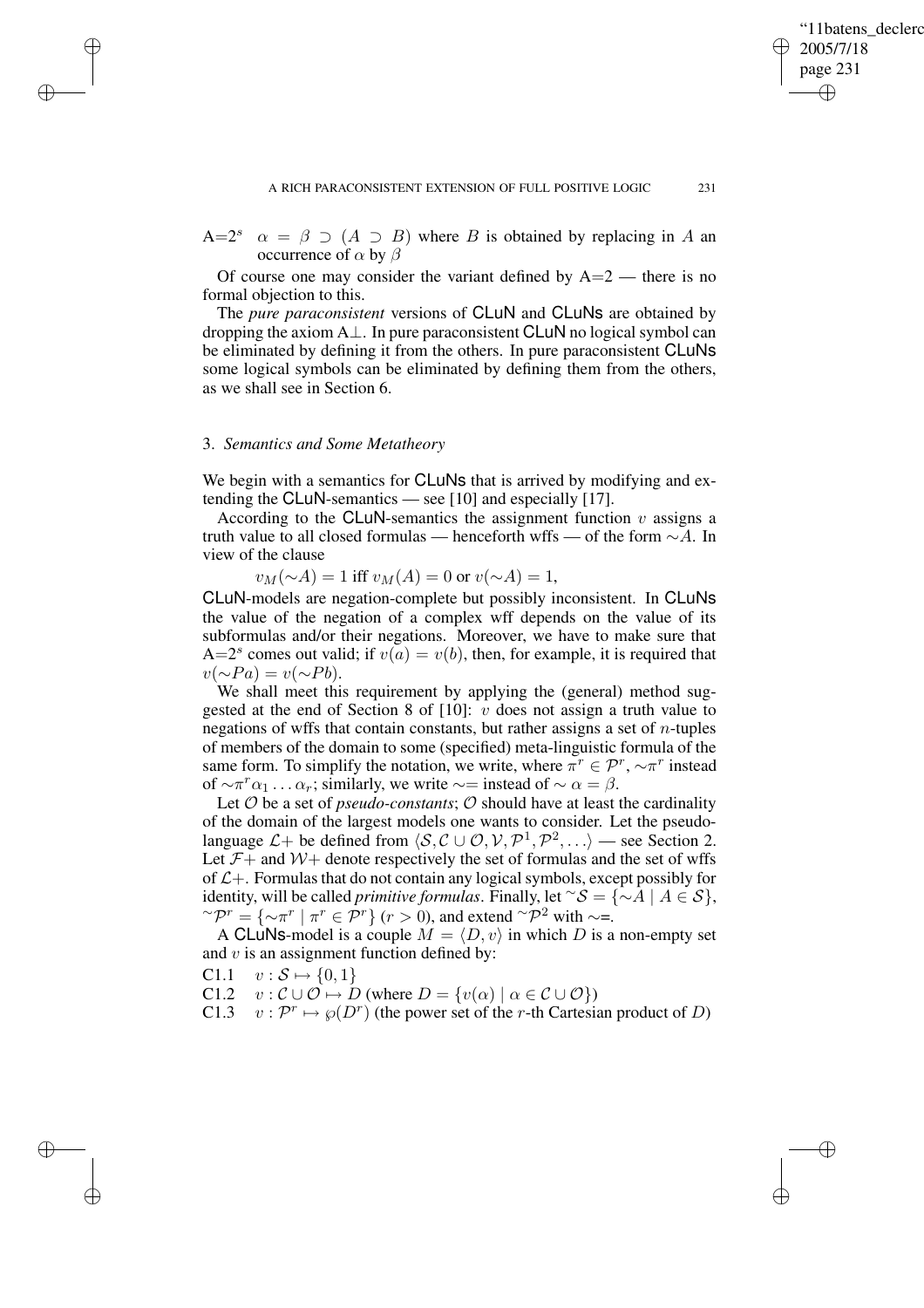A=2$^s$ $\alpha = \beta \supset (A \supset B)$ where $B$ is obtained by replacing in $A$ an occurrence of $\alpha$ by $\beta$

Of course one may consider the variant defined by A=2 — there is no formal objection to this.

The *pure paraconsistent* versions of CLuN and CLuNs are obtained by dropping the axiom A⊥. In pure paraconsistent CLuN no logical symbol can be eliminated by defining it from the others. In pure paraconsistent CLuNs some logical symbols can be eliminated by defining them from the others, as we shall see in Section 6.

### 3. *Semantics and Some Metatheory*

We begin with a semantics for CLuNs that is arrived by modifying and extending the CLuN-semantics — see [10] and especially [17].

According to the CLuN-semantics the assignment function $v$ assigns a truth value to all closed formulas — henceforth wffs — of the form $\sim A$. In view of the clause

$$v_M(\sim A) = 1 \text{ iff } v_M(A) = 0 \text{ or } v(\sim A) = 1,$$

CLuN-models are negation-complete but possibly inconsistent. In CLuNs the value of the negation of a complex wff depends on the value of its subformulas and/or their negations. Moreover, we have to make sure that A=2$^s$ comes out valid; if $v(a) = v(b)$, then, for example, it is required that $v(\sim Pa) = v(\sim Pb)$.

We shall meet this requirement by applying the (general) method suggested at the end of Section 8 of [10]: $v$ does not assign a truth value to negations of wffs that contain constants, but rather assigns a set of $n$-tuples of members of the domain to some (specified) meta-linguistic formula of the same form. To simplify the notation, we write, where $\pi^r \in \mathcal{P}^r$, $\sim\pi^r$ instead of $\sim\pi^r\alpha_1 \ldots \alpha_r$; similarly, we write $\sim=$ instead of $\sim \alpha = \beta$.

Let $\mathcal{O}$ be a set of *pseudo-constants*; $\mathcal{O}$ should have at least the cardinality of the domain of the largest models one wants to consider. Let the pseudo-language $\mathcal{L}+$ be defined from $\langle \mathcal{S}, \mathcal{C} \cup \mathcal{O}, \mathcal{V}, \mathcal{P}^1, \mathcal{P}^2, \ldots \rangle$ — see Section 2. Let $\mathcal{F}+$ and $\mathcal{W}+$ denote respectively the set of formulas and the set of wffs of $\mathcal{L}+$. Formulas that do not contain any logical symbols, except possibly for identity, will be called *primitive formulas*. Finally, let ${}^{\sim}\mathcal{S} = \{\sim A \mid A \in \mathcal{S}\}$, ${}^{\sim}\mathcal{P}^r = \{\sim\pi^r \mid \pi^r \in \mathcal{P}^r\}$ $(r > 0)$, and extend ${}^{\sim}\mathcal{P}^2$ with $\sim=$.

A CLuNs-model is a couple $M = \langle D, v \rangle$ in which $D$ is a non-empty set and $v$ is an assignment function defined by:

C1.1 $v : \mathcal{S} \mapsto \{0, 1\}$

C1.2 $v : \mathcal{C} \cup \mathcal{O} \mapsto D$ (where $D = \{v(\alpha) \mid \alpha \in \mathcal{C} \cup \mathcal{O}\}$)

C1.3 $v : \mathcal{P}^r \mapsto \wp(D^r)$ (the power set of the $r$-th Cartesian product of $D$)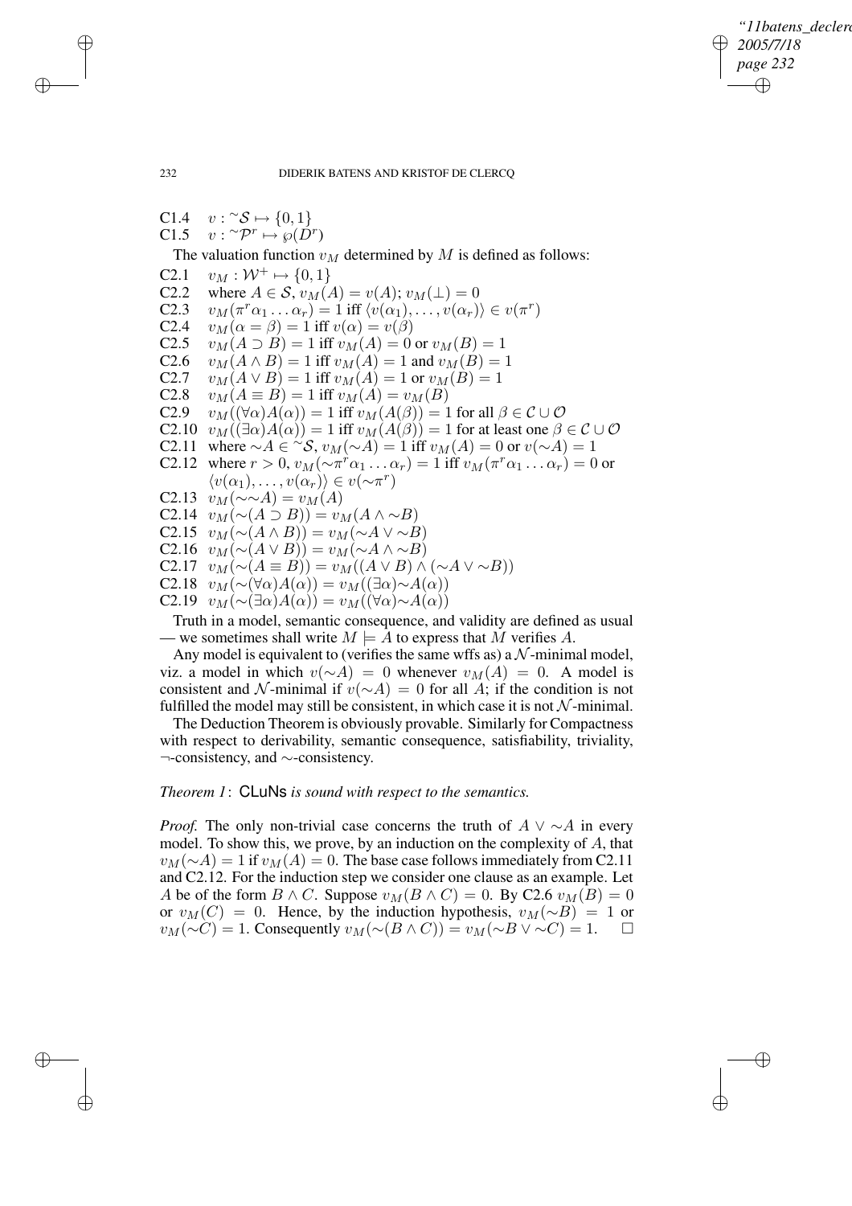C1.4 $\quad v : {}^{\sim}\mathcal{S} \mapsto \{0, 1\}$
C1.5 $\quad v : {}^{\sim}\mathcal{P}^r \mapsto \wp(D^r)$

The valuation function $v_M$ determined by $M$ is defined as follows:

C2.1 $\quad v_M : \mathcal{W}^+ \mapsto \{0, 1\}$
C2.2 $\quad$ where $A \in \mathcal{S}$, $v_M(A) = v(A)$; $v_M(\bot) = 0$
C2.3 $\quad v_M(\pi^r\alpha_1 \ldots \alpha_r) = 1$ iff $\langle v(\alpha_1), \ldots, v(\alpha_r)\rangle \in v(\pi^r)$
C2.4 $\quad v_M(\alpha = \beta) = 1$ iff $v(\alpha) = v(\beta)$
C2.5 $\quad v_M(A \supset B) = 1$ iff $v_M(A) = 0$ or $v_M(B) = 1$
C2.6 $\quad v_M(A \wedge B) = 1$ iff $v_M(A) = 1$ and $v_M(B) = 1$
C2.7 $\quad v_M(A \vee B) = 1$ iff $v_M(A) = 1$ or $v_M(B) = 1$
C2.8 $\quad v_M(A \equiv B) = 1$ iff $v_M(A) = v_M(B)$
C2.9 $\quad v_M((\forall\alpha)A(\alpha)) = 1$ iff $v_M(A(\beta)) = 1$ for all $\beta \in \mathcal{C} \cup \mathcal{O}$
C2.10 $\quad v_M((\exists\alpha)A(\alpha)) = 1$ iff $v_M(A(\beta)) = 1$ for at least one $\beta \in \mathcal{C} \cup \mathcal{O}$
C2.11 $\quad$ where $\sim A \in {}^{\sim}\mathcal{S}$, $v_M(\sim A) = 1$ iff $v_M(A) = 0$ or $v(\sim A) = 1$
C2.12 $\quad$ where $r > 0$, $v_M(\sim\pi^r\alpha_1 \ldots \alpha_r) = 1$ iff $v_M(\pi^r\alpha_1 \ldots \alpha_r) = 0$ or $\langle v(\alpha_1), \ldots, v(\alpha_r)\rangle \in v(\sim\pi^r)$
C2.13 $\quad v_M(\sim\sim A) = v_M(A)$
C2.14 $\quad v_M(\sim(A \supset B)) = v_M(A \wedge \sim B)$
C2.15 $\quad v_M(\sim(A \wedge B)) = v_M(\sim A \vee \sim B)$
C2.16 $\quad v_M(\sim(A \vee B)) = v_M(\sim A \wedge \sim B)$
C2.17 $\quad v_M(\sim(A \equiv B)) = v_M((A \vee B) \wedge (\sim A \vee \sim B))$
C2.18 $\quad v_M(\sim(\forall\alpha)A(\alpha)) = v_M((\exists\alpha)\sim A(\alpha))$
C2.19 $\quad v_M(\sim(\exists\alpha)A(\alpha)) = v_M((\forall\alpha)\sim A(\alpha))$

Truth in a model, semantic consequence, and validity are defined as usual — we sometimes shall write $M \models A$ to express that $M$ verifies $A$.

Any model is equivalent to (verifies the same wffs as) a $\mathcal{N}$-minimal model, viz. a model in which $v(\sim A) = 0$ whenever $v_M(A) = 0$. A model is consistent and $\mathcal{N}$-minimal if $v(\sim A) = 0$ for all $A$; if the condition is not fulfilled the model may still be consistent, in which case it is not $\mathcal{N}$-minimal.

The Deduction Theorem is obviously provable. Similarly for Compactness with respect to derivability, semantic consequence, satisfiability, triviality, $\neg$-consistency, and $\sim$-consistency.

*Theorem 1*: CLuNs *is sound with respect to the semantics.*

*Proof.* The only non-trivial case concerns the truth of $A \vee \sim A$ in every model. To show this, we prove, by an induction on the complexity of $A$, that $v_M(\sim A) = 1$ if $v_M(A) = 0$. The base case follows immediately from C2.11 and C2.12. For the induction step we consider one clause as an example. Let $A$ be of the form $B \wedge C$. Suppose $v_M(B \wedge C) = 0$. By C2.6 $v_M(B) = 0$ or $v_M(C) = 0$. Hence, by the induction hypothesis, $v_M(\sim B) = 1$ or $v_M(\sim C) = 1$. Consequently $v_M(\sim(B \wedge C)) = v_M(\sim B \vee \sim C) = 1$. $\square$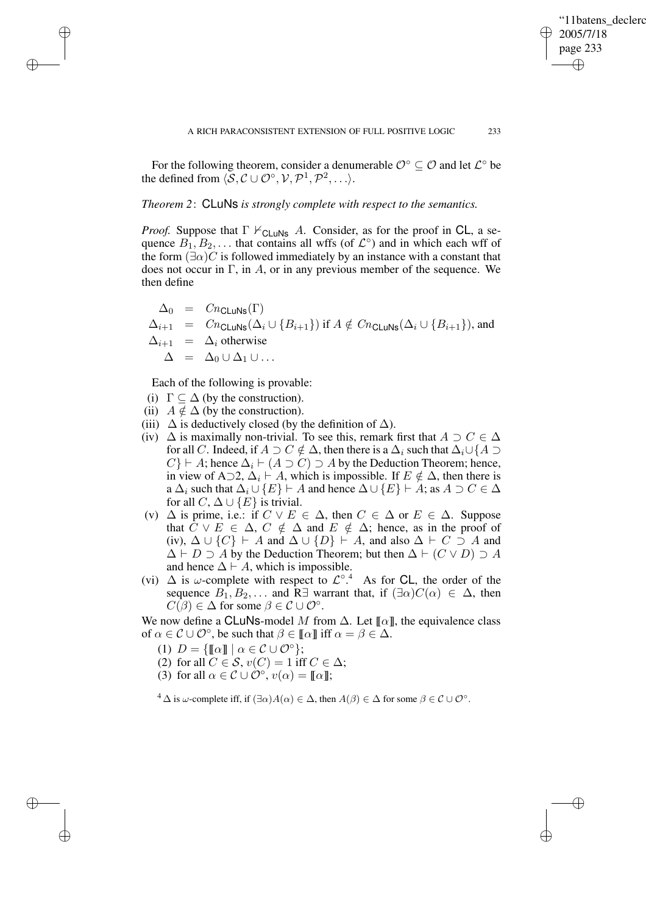For the following theorem, consider a denumerable $\mathcal{O}^\circ \subseteq \mathcal{O}$ and let $\mathcal{L}^\circ$ be the defined from $\langle \mathcal{S}, \mathcal{C} \cup \mathcal{O}^\circ, \mathcal{V}, \mathcal{P}^1, \mathcal{P}^2, \ldots \rangle$.

*Theorem 2*: CLuNs *is strongly complete with respect to the semantics.*

*Proof.* Suppose that $\Gamma \nvdash_{\mathsf{CLuNs}} A$. Consider, as for the proof in CL, a sequence $B_1, B_2, \ldots$ that contains all wffs (of $\mathcal{L}^\circ$) and in which each wff of the form $(\exists\alpha)C$ is followed immediately by an instance with a constant that does not occur in $\Gamma$, in $A$, or in any previous member of the sequence. We then define

$$
\begin{aligned}
\Delta_0 &= Cn_{\mathsf{CLuNs}}(\Gamma)\\
\Delta_{i+1} &= Cn_{\mathsf{CLuNs}}(\Delta_i \cup \{B_{i+1}\}) \text{ if } A \notin Cn_{\mathsf{CLuNs}}(\Delta_i \cup \{B_{i+1}\}), \text{ and}\\
\Delta_{i+1} &= \Delta_i \text{ otherwise}\\
\Delta &= \Delta_0 \cup \Delta_1 \cup \ldots
\end{aligned}
$$

Each of the following is provable:

(i) $\Gamma \subseteq \Delta$ (by the construction).

(ii) $A \notin \Delta$ (by the construction).

(iii) $\Delta$ is deductively closed (by the definition of $\Delta$).

(iv) $\Delta$ is maximally non-trivial. To see this, remark first that $A \supset C \in \Delta$ for all $C$. Indeed, if $A \supset C \notin \Delta$, then there is a $\Delta_i$ such that $\Delta_i \cup \{A \supset C\} \vdash A$; hence $\Delta_i \vdash (A \supset C) \supset A$ by the Deduction Theorem; hence, in view of A$\supset$2, $\Delta_i \vdash A$, which is impossible. If $E \notin \Delta$, then there is a $\Delta_i$ such that $\Delta_i \cup \{E\} \vdash A$ and hence $\Delta \cup \{E\} \vdash A$; as $A \supset C \in \Delta$ for all $C$, $\Delta \cup \{E\}$ is trivial.

(v) $\Delta$ is prime, i.e.: if $C \vee E \in \Delta$, then $C \in \Delta$ or $E \in \Delta$. Suppose that $C \vee E \in \Delta$, $C \notin \Delta$ and $E \notin \Delta$; hence, as in the proof of (iv), $\Delta \cup \{C\} \vdash A$ and $\Delta \cup \{D\} \vdash A$, and also $\Delta \vdash C \supset A$ and $\Delta \vdash D \supset A$ by the Deduction Theorem; but then $\Delta \vdash (C \vee D) \supset A$ and hence $\Delta \vdash A$, which is impossible.

(vi) $\Delta$ is $\omega$-complete with respect to $\mathcal{L}^\circ$.[4] As for CL, the order of the sequence $B_1, B_2, \ldots$ and R$\exists$ warrant that, if $(\exists\alpha)C(\alpha) \in \Delta$, then $C(\beta) \in \Delta$ for some $\beta \in \mathcal{C} \cup \mathcal{O}^\circ$.

We now define a CLuNs-model $M$ from $\Delta$. Let $[\![\alpha]\!]$, the equivalence class of $\alpha \in \mathcal{C} \cup \mathcal{O}^\circ$, be such that $\beta \in [\![\alpha]\!]$ iff $\alpha = \beta \in \Delta$.

(1) $D = \{[\![\alpha]\!] \mid \alpha \in \mathcal{C} \cup \mathcal{O}^\circ\}$;

(2) for all $C \in \mathcal{S}$, $v(C) = 1$ iff $C \in \Delta$;

(3) for all $\alpha \in \mathcal{C} \cup \mathcal{O}^\circ$, $v(\alpha) = [\![\alpha]\!]$;

[4] $\Delta$ is $\omega$-complete iff, if $(\exists\alpha)A(\alpha) \in \Delta$, then $A(\beta) \in \Delta$ for some $\beta \in \mathcal{C} \cup \mathcal{O}^\circ$.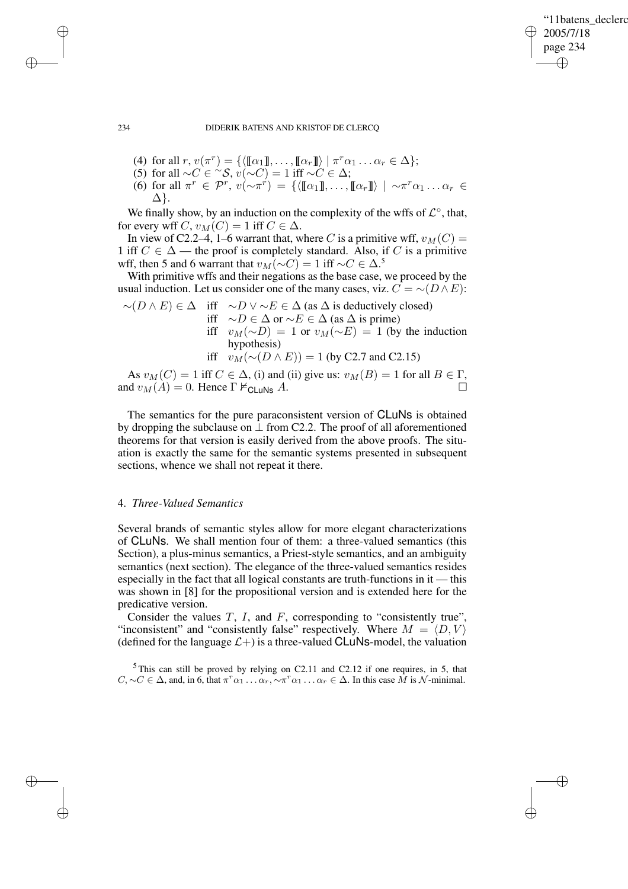(4) for all $r$, $v(\pi^r) = \{\langle [\![\alpha_1]\!], \ldots, [\![\alpha_r]\!] \rangle \mid \pi^r \alpha_1 \ldots \alpha_r \in \Delta\}$;
(5) for all $\sim C \in {}^{\sim}\mathcal{S}$, $v(\sim C) = 1$ iff $\sim C \in \Delta$;
(6) for all $\pi^r \in \mathcal{P}^r$, $v(\sim \pi^r) = \{\langle [\![\alpha_1]\!], \ldots, [\![\alpha_r]\!] \rangle \mid \sim \pi^r \alpha_1 \ldots \alpha_r \in \Delta\}$.

We finally show, by an induction on the complexity of the wffs of $\mathcal{L}^\circ$, that, for every wff $C$, $v_M(C) = 1$ iff $C \in \Delta$.

In view of C2.2–4, 1–6 warrant that, where $C$ is a primitive wff, $v_M(C) = 1$ iff $C \in \Delta$ — the proof is completely standard. Also, if $C$ is a primitive wff, then 5 and 6 warrant that $v_M(\sim C) = 1$ iff $\sim C \in \Delta$.[5]

With primitive wffs and their negations as the base case, we proceed by the usual induction. Let us consider one of the many cases, viz. $C = \sim(D \wedge E)$:

$\sim(D \wedge E) \in \Delta$ iff $\sim D \vee \sim E \in \Delta$ (as $\Delta$ is deductively closed)
iff $\sim D \in \Delta$ or $\sim E \in \Delta$ (as $\Delta$ is prime)
iff $v_M(\sim D) = 1$ or $v_M(\sim E) = 1$ (by the induction hypothesis)
iff $v_M(\sim(D \wedge E)) = 1$ (by C2.7 and C2.15)

As $v_M(C) = 1$ iff $C \in \Delta$, (i) and (ii) give us: $v_M(B) = 1$ for all $B \in \Gamma$, and $v_M(A) = 0$. Hence $\Gamma \nvDash_{\mathsf{CLuNs}} A$. $\square$

The semantics for the pure paraconsistent version of CLuNs is obtained by dropping the subclause on $\perp$ from C2.2. The proof of all aforementioned theorems for that version is easily derived from the above proofs. The situation is exactly the same for the semantic systems presented in subsequent sections, whence we shall not repeat it there.

## 4. *Three-Valued Semantics*

Several brands of semantic styles allow for more elegant characterizations of CLuNs. We shall mention four of them: a three-valued semantics (this Section), a plus-minus semantics, a Priest-style semantics, and an ambiguity semantics (next section). The elegance of the three-valued semantics resides especially in the fact that all logical constants are truth-functions in it — this was shown in [8] for the propositional version and is extended here for the predicative version.

Consider the values $T$, $I$, and $F$, corresponding to "consistently true", "inconsistent" and "consistently false" respectively. Where $M = \langle D, V \rangle$ (defined for the language $\mathcal{L}+$) is a three-valued CLuNs-model, the valuation

[5] This can still be proved by relying on C2.11 and C2.12 if one requires, in 5, that $C, \sim C \in \Delta$, and, in 6, that $\pi^r \alpha_1 \ldots \alpha_r, \sim \pi^r \alpha_1 \ldots \alpha_r \in \Delta$. In this case $M$ is $\mathcal{N}$-minimal.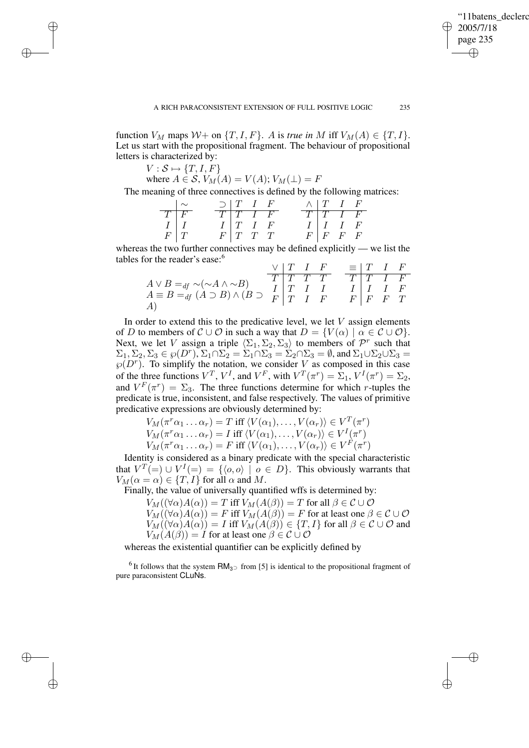function $V_M$ maps $\mathcal{W}+$ on $\{T, I, F\}$. $A$ is *true in* $M$ iff $V_M(A) \in \{T, I\}$. Let us start with the propositional fragment. The behaviour of propositional letters is characterized by:

$V : \mathcal{S} \mapsto \{T, I, F\}$
where $A \in \mathcal{S}$, $V_M(A) = V(A)$; $V_M(\bot) = F$

The meaning of three connectives is defined by the following matrices:

| | $\sim$ |
|---|---|
| $T$ | $F$ |
| $I$ | $I$ |
| $F$ | $T$ |

| $\supset$ | $T$ | $I$ | $F$ |
|---|---|---|---|
| $T$ | $T$ | $I$ | $F$ |
| $I$ | $T$ | $I$ | $F$ |
| $F$ | $T$ | $T$ | $T$ |

| $\wedge$ | $T$ | $I$ | $F$ |
|---|---|---|---|
| $T$ | $T$ | $I$ | $F$ |
| $I$ | $I$ | $I$ | $F$ |
| $F$ | $F$ | $F$ | $F$ |

whereas the two further connectives may be defined explicitly — we list the tables for the reader's ease:[6]

$A \vee B =_{df} \sim(\sim A \wedge \sim B)$
$A \equiv B =_{df} (A \supset B) \wedge (B \supset A)$

| $\vee$ | $T$ | $I$ | $F$ |
|---|---|---|---|
| $T$ | $T$ | $T$ | $T$ |
| $I$ | $T$ | $I$ | $I$ |
| $F$ | $T$ | $I$ | $F$ |

| $\equiv$ | $T$ | $I$ | $F$ |
|---|---|---|---|
| $T$ | $T$ | $I$ | $F$ |
| $I$ | $I$ | $I$ | $F$ |
| $F$ | $F$ | $F$ | $T$ |

In order to extend this to the predicative level, we let $V$ assign elements of $D$ to members of $\mathcal{C} \cup \mathcal{O}$ in such a way that $D = \{V(\alpha) \mid \alpha \in \mathcal{C} \cup \mathcal{O}\}$. Next, we let $V$ assign a triple $\langle \Sigma_1, \Sigma_2, \Sigma_3 \rangle$ to members of $\mathcal{P}^r$ such that $\Sigma_1, \Sigma_2, \Sigma_3 \in \wp(D^r)$, $\Sigma_1 \cap \Sigma_2 = \Sigma_1 \cap \Sigma_3 = \Sigma_2 \cap \Sigma_3 = \emptyset$, and $\Sigma_1 \cup \Sigma_2 \cup \Sigma_3 = \wp(D^r)$. To simplify the notation, we consider $V$ as composed in this case of the three functions $V^T$, $V^I$, and $V^F$, with $V^T(\pi^r) = \Sigma_1$, $V^I(\pi^r) = \Sigma_2$, and $V^F(\pi^r) = \Sigma_3$. The three functions determine for which $r$-tuples the predicate is true, inconsistent, and false respectively. The values of primitive predicative expressions are obviously determined by:

$V_M(\pi^r \alpha_1 \ldots \alpha_r) = T$ iff $\langle V(\alpha_1), \ldots, V(\alpha_r) \rangle \in V^T(\pi^r)$
$V_M(\pi^r \alpha_1 \ldots \alpha_r) = I$ iff $\langle V(\alpha_1), \ldots, V(\alpha_r) \rangle \in V^I(\pi^r)$
$V_M(\pi^r \alpha_1 \ldots \alpha_r) = F$ iff $\langle V(\alpha_1), \ldots, V(\alpha_r) \rangle \in V^F(\pi^r)$

Identity is considered as a binary predicate with the special characteristic that $V^T(=) \cup V^I(=) = \{\langle o, o \rangle \mid o \in D\}$. This obviously warrants that $V_M(\alpha = \alpha) \in \{T, I\}$ for all $\alpha$ and $M$.

Finally, the value of universally quantified wffs is determined by:

$V_M((\forall \alpha)A(\alpha)) = T$ iff $V_M(A(\beta)) = T$ for all $\beta \in \mathcal{C} \cup \mathcal{O}$
$V_M((\forall \alpha)A(\alpha)) = F$ iff $V_M(A(\beta)) = F$ for at least one $\beta \in \mathcal{C} \cup \mathcal{O}$
$V_M((\forall \alpha)A(\alpha)) = I$ iff $V_M(A(\beta)) \in \{T, I\}$ for all $\beta \in \mathcal{C} \cup \mathcal{O}$ and $V_M(A(\beta)) = I$ for at least one $\beta \in \mathcal{C} \cup \mathcal{O}$

whereas the existential quantifier can be explicitly defined by

[6] It follows that the system $\mathsf{RM}_{3\supset}$ from [5] is identical to the propositional fragment of pure paraconsistent CLuNs.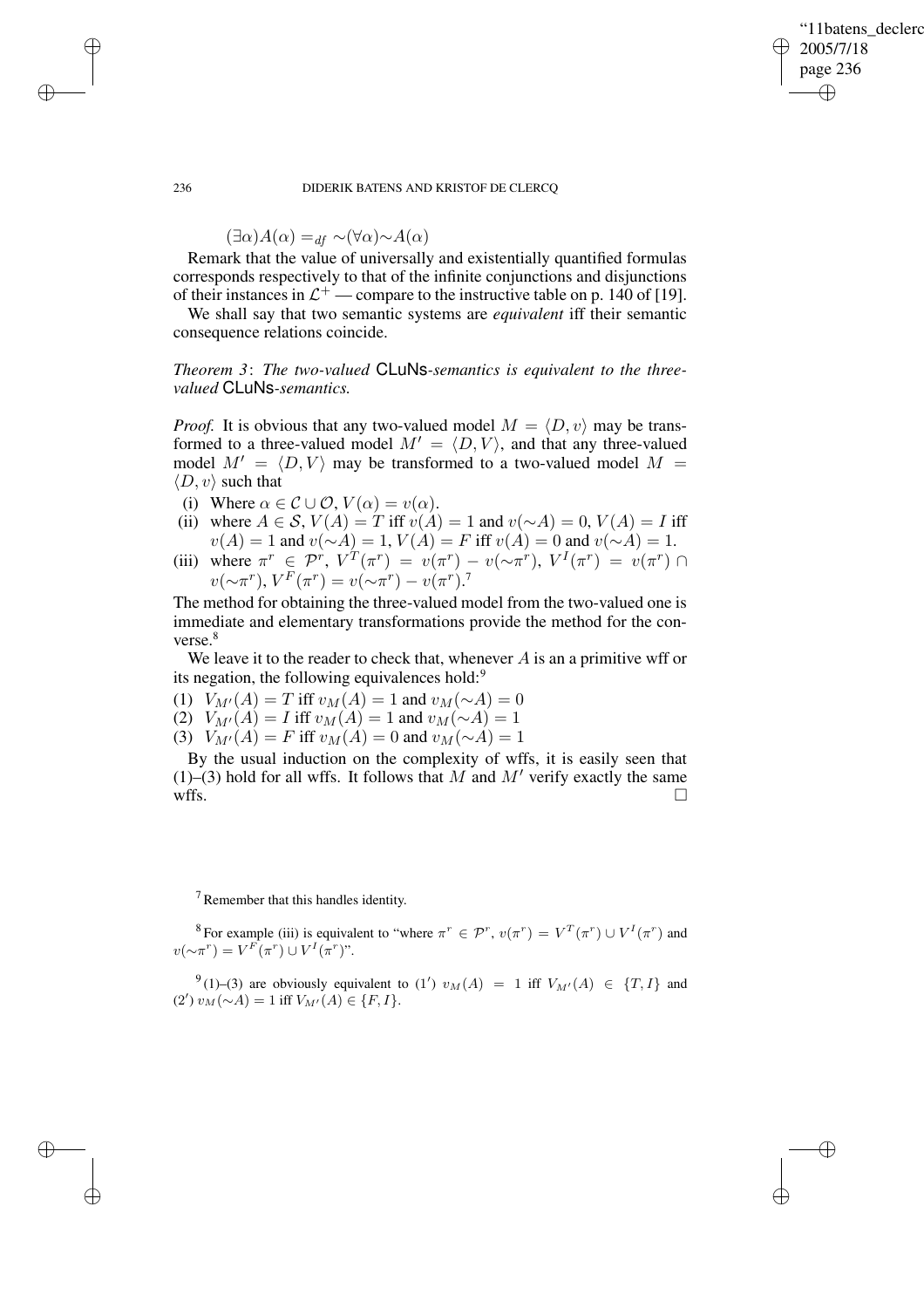$(\exists\alpha)A(\alpha) =_{df} \sim(\forall\alpha)\sim A(\alpha)$

Remark that the value of universally and existentially quantified formulas corresponds respectively to that of the infinite conjunctions and disjunctions of their instances in $\mathcal{L}^+$ — compare to the instructive table on p. 140 of [19].

We shall say that two semantic systems are *equivalent* iff their semantic consequence relations coincide.

*Theorem 3*: *The two-valued* CLuNs*-semantics is equivalent to the three-valued* CLuNs*-semantics.*

*Proof.* It is obvious that any two-valued model $M = \langle D, v\rangle$ may be transformed to a three-valued model $M' = \langle D, V\rangle$, and that any three-valued model $M' = \langle D, V\rangle$ may be transformed to a two-valued model $M = \langle D, v\rangle$ such that

(i) Where $\alpha \in \mathcal{C} \cup \mathcal{O}$, $V(\alpha) = v(\alpha)$.

(ii) where $A \in \mathcal{S}$, $V(A) = T$ iff $v(A) = 1$ and $v(\sim A) = 0$, $V(A) = I$ iff $v(A) = 1$ and $v(\sim A) = 1$, $V(A) = F$ iff $v(A) = 0$ and $v(\sim A) = 1$.

(iii) where $\pi^r \in \mathcal{P}^r$, $V^T(\pi^r) = v(\pi^r) - v(\sim\pi^r)$, $V^I(\pi^r) = v(\pi^r) \cap v(\sim\pi^r)$, $V^F(\pi^r) = v(\sim\pi^r) - v(\pi^r)$.[7]

The method for obtaining the three-valued model from the two-valued one is immediate and elementary transformations provide the method for the converse.[8]

We leave it to the reader to check that, whenever $A$ is an a primitive wff or its negation, the following equivalences hold:[9]

(1) $V_{M'}(A) = T$ iff $v_M(A) = 1$ and $v_M(\sim A) = 0$

(2) $V_{M'}(A) = I$ iff $v_M(A) = 1$ and $v_M(\sim A) = 1$

(3) $V_{M'}(A) = F$ iff $v_M(A) = 0$ and $v_M(\sim A) = 1$

By the usual induction on the complexity of wffs, it is easily seen that (1)–(3) hold for all wffs. It follows that $M$ and $M'$ verify exactly the same wffs. $\square$

---

[7] Remember that this handles identity.

[8] For example (iii) is equivalent to "where $\pi^r \in \mathcal{P}^r$, $v(\pi^r) = V^T(\pi^r) \cup V^I(\pi^r)$ and $v(\sim\pi^r) = V^F(\pi^r) \cup V^I(\pi^r)$".

[9] (1)–(3) are obviously equivalent to (1′) $v_M(A) = 1$ iff $V_{M'}(A) \in \{T, I\}$ and (2′) $v_M(\sim A) = 1$ iff $V_{M'}(A) \in \{F, I\}$.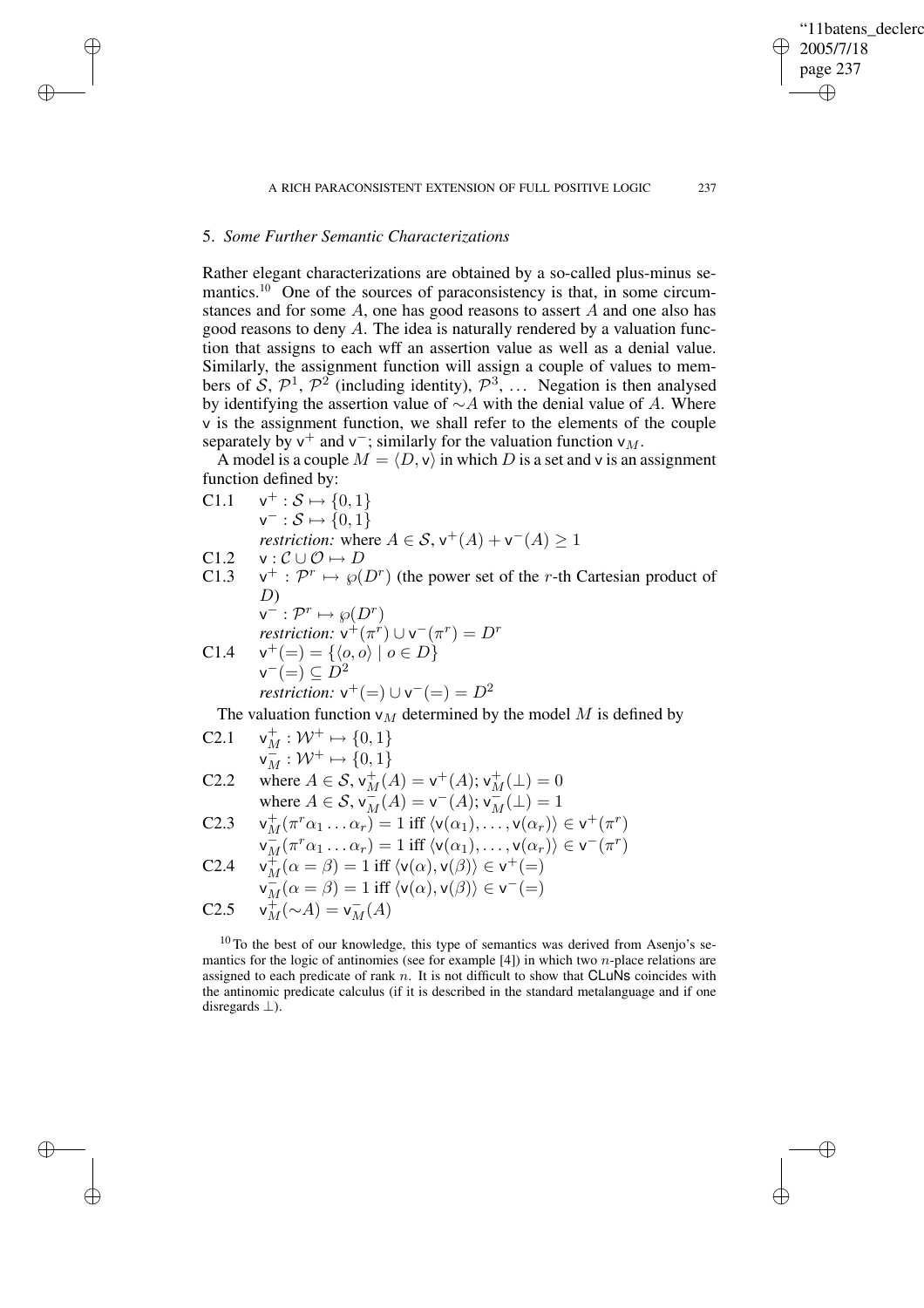## 5. *Some Further Semantic Characterizations*

Rather elegant characterizations are obtained by a so-called plus-minus semantics.[10] One of the sources of paraconsistency is that, in some circumstances and for some $A$, one has good reasons to assert $A$ and one also has good reasons to deny $A$. The idea is naturally rendered by a valuation function that assigns to each wff an assertion value as well as a denial value. Similarly, the assignment function will assign a couple of values to members of $\mathcal{S}$, $\mathcal{P}^1$, $\mathcal{P}^2$ (including identity), $\mathcal{P}^3$, ... Negation is then analysed by identifying the assertion value of $\sim A$ with the denial value of $A$. Where $\mathsf{v}$ is the assignment function, we shall refer to the elements of the couple separately by $\mathsf{v}^+$ and $\mathsf{v}^-$; similarly for the valuation function $\mathsf{v}_M$.

A model is a couple $M = \langle D, \mathsf{v}\rangle$ in which $D$ is a set and $\mathsf{v}$ is an assignment function defined by:

C1.1 $\quad \mathsf{v}^+ : \mathcal{S} \mapsto \{0, 1\}$
$\quad \mathsf{v}^- : \mathcal{S} \mapsto \{0, 1\}$
*restriction:* where $A \in \mathcal{S}$, $\mathsf{v}^+(A) + \mathsf{v}^-(A) \geq 1$

C1.2 $\quad \mathsf{v} : \mathcal{C} \cup \mathcal{O} \mapsto D$

C1.3 $\quad \mathsf{v}^+ : \mathcal{P}^r \mapsto \wp(D^r)$ (the power set of the $r$-th Cartesian product of $D$)
$\quad \mathsf{v}^- : \mathcal{P}^r \mapsto \wp(D^r)$
*restriction:* $\mathsf{v}^+(\pi^r) \cup \mathsf{v}^-(\pi^r) = D^r$

C1.4 $\quad \mathsf{v}^+(=) = \{\langle o, o\rangle \mid o \in D\}$
$\quad \mathsf{v}^-(=) \subseteq D^2$
*restriction:* $\mathsf{v}^+(=) \cup \mathsf{v}^-(=) = D^2$

The valuation function $\mathsf{v}_M$ determined by the model $M$ is defined by

C2.1 $\quad \mathsf{v}_M^+ : \mathcal{W}^+ \mapsto \{0, 1\}$
$\quad \mathsf{v}_M^- : \mathcal{W}^+ \mapsto \{0, 1\}$

C2.2 $\quad$ where $A \in \mathcal{S}$, $\mathsf{v}_M^+(A) = \mathsf{v}^+(A)$; $\mathsf{v}_M^+(\bot) = 0$
$\quad$ where $A \in \mathcal{S}$, $\mathsf{v}_M^-(A) = \mathsf{v}^-(A)$; $\mathsf{v}_M^-(\bot) = 1$

C2.3 $\quad \mathsf{v}_M^+(\pi^r\alpha_1 \ldots \alpha_r) = 1$ iff $\langle \mathsf{v}(\alpha_1), \ldots, \mathsf{v}(\alpha_r)\rangle \in \mathsf{v}^+(\pi^r)$
$\quad \mathsf{v}_M^-(\pi^r\alpha_1 \ldots \alpha_r) = 1$ iff $\langle \mathsf{v}(\alpha_1), \ldots, \mathsf{v}(\alpha_r)\rangle \in \mathsf{v}^-(\pi^r)$

C2.4 $\quad \mathsf{v}_M^+(\alpha = \beta) = 1$ iff $\langle \mathsf{v}(\alpha), \mathsf{v}(\beta)\rangle \in \mathsf{v}^+(=)$
$\quad \mathsf{v}_M^-(\alpha = \beta) = 1$ iff $\langle \mathsf{v}(\alpha), \mathsf{v}(\beta)\rangle \in \mathsf{v}^-(=)$

C2.5 $\quad \mathsf{v}_M^+(\sim A) = \mathsf{v}_M^-(A)$

[10] To the best of our knowledge, this type of semantics was derived from Asenjo's semantics for the logic of antinomies (see for example [4]) in which two $n$-place relations are assigned to each predicate of rank $n$. It is not difficult to show that **CLuNs** coincides with the antinomic predicate calculus (if it is described in the standard metalanguage and if one disregards $\bot$).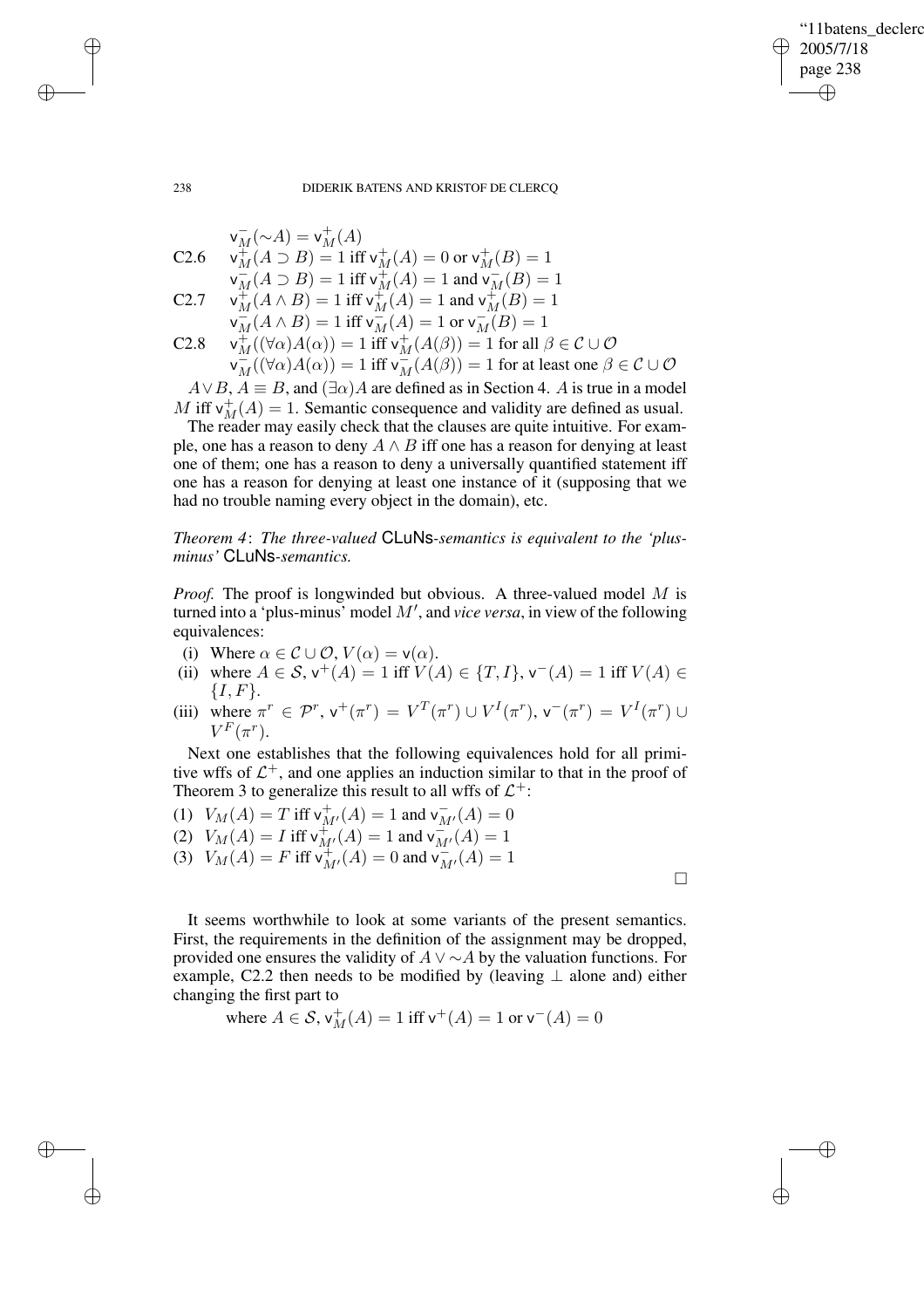$\mathsf{v}^-_M(\sim A) = \mathsf{v}^+_M(A)$

C2.6 $\quad \mathsf{v}^+_M(A \supset B) = 1$ iff $\mathsf{v}^+_M(A) = 0$ or $\mathsf{v}^+_M(B) = 1$

$\mathsf{v}^-_M(A \supset B) = 1$ iff $\mathsf{v}^+_M(A) = 1$ and $\mathsf{v}^-_M(B) = 1$

C2.7 $\quad \mathsf{v}^+_M(A \wedge B) = 1$ iff $\mathsf{v}^+_M(A) = 1$ and $\mathsf{v}^+_M(B) = 1$

$\mathsf{v}^-_M(A \wedge B) = 1$ iff $\mathsf{v}^-_M(A) = 1$ or $\mathsf{v}^-_M(B) = 1$

C2.8 $\quad \mathsf{v}^+_M((\forall \alpha)A(\alpha)) = 1$ iff $\mathsf{v}^+_M(A(\beta)) = 1$ for all $\beta \in \mathcal{C} \cup \mathcal{O}$

$\mathsf{v}^-_M((\forall \alpha)A(\alpha)) = 1$ iff $\mathsf{v}^-_M(A(\beta)) = 1$ for at least one $\beta \in \mathcal{C} \cup \mathcal{O}$

$A \vee B$, $A \equiv B$, and $(\exists \alpha)A$ are defined as in Section 4. $A$ is true in a model $M$ iff $\mathsf{v}^+_M(A) = 1$. Semantic consequence and validity are defined as usual.

The reader may easily check that the clauses are quite intuitive. For example, one has a reason to deny $A \wedge B$ iff one has a reason for denying at least one of them; one has a reason to deny a universally quantified statement iff one has a reason for denying at least one instance of it (supposing that we had no trouble naming every object in the domain), etc.

*Theorem 4*: *The three-valued* CLuNs*-semantics is equivalent to the 'plus-minus'* CLuNs*-semantics.*

*Proof.* The proof is longwinded but obvious. A three-valued model $M$ is turned into a 'plus-minus' model $M'$, and *vice versa*, in view of the following equivalences:

(i) Where $\alpha \in \mathcal{C} \cup \mathcal{O}$, $V(\alpha) = \mathsf{v}(\alpha)$.

(ii) where $A \in \mathcal{S}$, $\mathsf{v}^+(A) = 1$ iff $V(A) \in \{T, I\}$, $\mathsf{v}^-(A) = 1$ iff $V(A) \in \{I, F\}$.

(iii) where $\pi^r \in \mathcal{P}^r$, $\mathsf{v}^+(\pi^r) = V^T(\pi^r) \cup V^I(\pi^r)$, $\mathsf{v}^-(\pi^r) = V^I(\pi^r) \cup V^F(\pi^r)$.

Next one establishes that the following equivalences hold for all primitive wffs of $\mathcal{L}^+$, and one applies an induction similar to that in the proof of Theorem 3 to generalize this result to all wffs of $\mathcal{L}^+$:

(1) $V_M(A) = T$ iff $\mathsf{v}^+_{M'}(A) = 1$ and $\mathsf{v}^-_{M'}(A) = 0$

(2) $V_M(A) = I$ iff $\mathsf{v}^+_{M'}(A) = 1$ and $\mathsf{v}^-_{M'}(A) = 1$

(3) $V_M(A) = F$ iff $\mathsf{v}^+_{M'}(A) = 0$ and $\mathsf{v}^-_{M'}(A) = 1$

□

It seems worthwhile to look at some variants of the present semantics. First, the requirements in the definition of the assignment may be dropped, provided one ensures the validity of $A \vee \sim A$ by the valuation functions. For example, C2.2 then needs to be modified by (leaving $\perp$ alone and) either changing the first part to

where $A \in \mathcal{S}$, $\mathsf{v}^+_M(A) = 1$ iff $\mathsf{v}^+(A) = 1$ or $\mathsf{v}^-(A) = 0$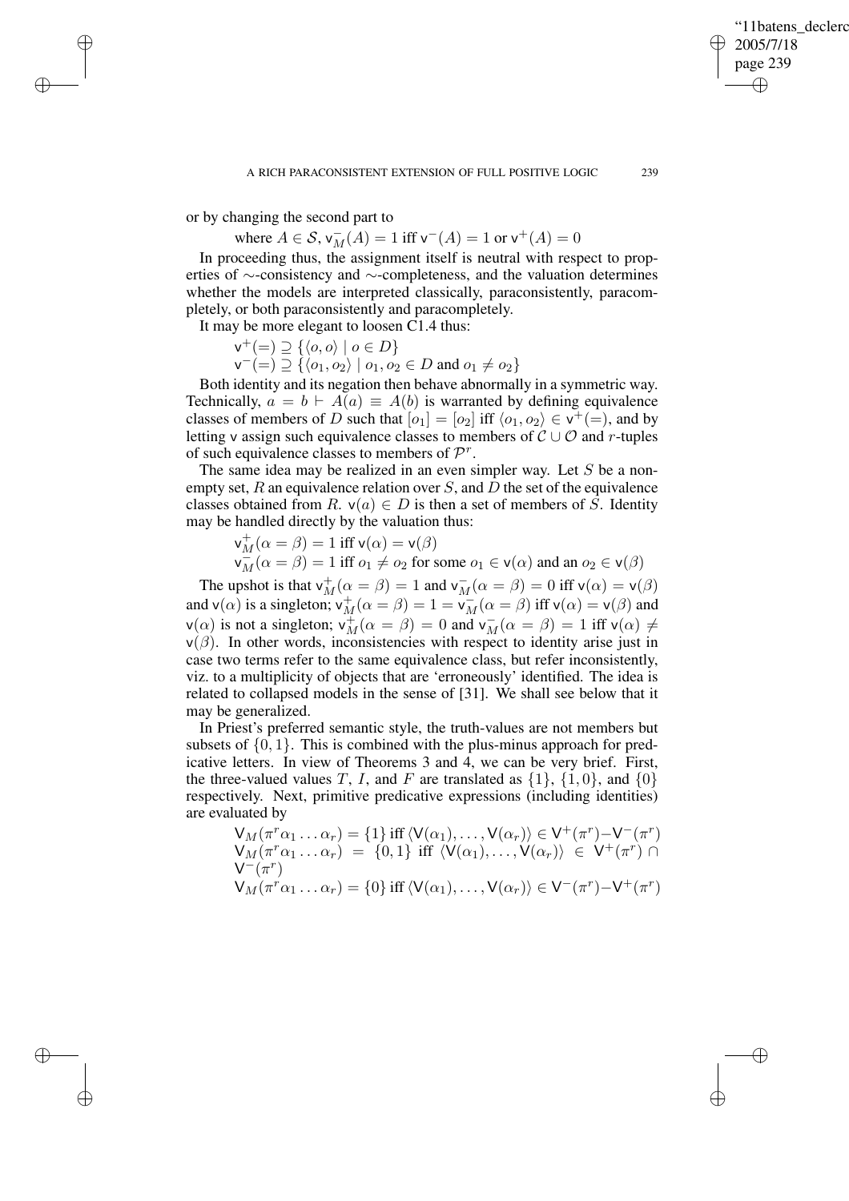or by changing the second part to

$$\text{where } A \in \mathcal{S}, \mathsf{v}^-_M(A) = 1 \text{ iff } \mathsf{v}^-(A) = 1 \text{ or } \mathsf{v}^+(A) = 0$$

In proceeding thus, the assignment itself is neutral with respect to properties of $\sim$-consistency and $\sim$-completeness, and the valuation determines whether the models are interpreted classically, paraconsistently, paracompletely, or both paraconsistently and paracompletely.

It may be more elegant to loosen C1.4 thus:

$$\mathsf{v}^+(=) \supseteq \{\langle o, o\rangle \mid o \in D\}$$
$$\mathsf{v}^-(=) \supseteq \{\langle o_1, o_2\rangle \mid o_1, o_2 \in D \text{ and } o_1 \neq o_2\}$$

Both identity and its negation then behave abnormally in a symmetric way. Technically, $a = b \vdash A(a) \equiv A(b)$ is warranted by defining equivalence classes of members of $D$ such that $[o_1] = [o_2]$ iff $\langle o_1, o_2\rangle \in \mathsf{v}^+(=)$, and by letting $\mathsf{v}$ assign such equivalence classes to members of $\mathcal{C} \cup \mathcal{O}$ and $r$-tuples of such equivalence classes to members of $\mathcal{P}^r$.

The same idea may be realized in an even simpler way. Let $S$ be a nonempty set, $R$ an equivalence relation over $S$, and $D$ the set of the equivalence classes obtained from $R$. $\mathsf{v}(a) \in D$ is then a set of members of $S$. Identity may be handled directly by the valuation thus:

$$\mathsf{v}^+_M(\alpha = \beta) = 1 \text{ iff } \mathsf{v}(\alpha) = \mathsf{v}(\beta)$$
$$\mathsf{v}^-_M(\alpha = \beta) = 1 \text{ iff } o_1 \neq o_2 \text{ for some } o_1 \in \mathsf{v}(\alpha) \text{ and an } o_2 \in \mathsf{v}(\beta)$$

The upshot is that $\mathsf{v}^+_M(\alpha = \beta) = 1$ and $\mathsf{v}^-_M(\alpha = \beta) = 0$ iff $\mathsf{v}(\alpha) = \mathsf{v}(\beta)$ and $\mathsf{v}(\alpha)$ is a singleton; $\mathsf{v}^+_M(\alpha = \beta) = 1 = \mathsf{v}^-_M(\alpha = \beta)$ iff $\mathsf{v}(\alpha) = \mathsf{v}(\beta)$ and $\mathsf{v}(\alpha)$ is not a singleton; $\mathsf{v}^+_M(\alpha = \beta) = 0$ and $\mathsf{v}^-_M(\alpha = \beta) = 1$ iff $\mathsf{v}(\alpha) \neq \mathsf{v}(\beta)$. In other words, inconsistencies with respect to identity arise just in case two terms refer to the same equivalence class, but refer inconsistently, viz. to a multiplicity of objects that are 'erroneously' identified. The idea is related to collapsed models in the sense of [31]. We shall see below that it may be generalized.

In Priest's preferred semantic style, the truth-values are not members but subsets of $\{0, 1\}$. This is combined with the plus-minus approach for predicative letters. In view of Theorems 3 and 4, we can be very brief. First, the three-valued values $T$, $I$, and $F$ are translated as $\{1\}$, $\{1, 0\}$, and $\{0\}$ respectively. Next, primitive predicative expressions (including identities) are evaluated by

$$\mathsf{V}_M(\pi^r\alpha_1 \ldots \alpha_r) = \{1\} \text{ iff } \langle \mathsf{V}(\alpha_1), \ldots, \mathsf{V}(\alpha_r)\rangle \in \mathsf{V}^+(\pi^r) - \mathsf{V}^-(\pi^r)$$
$$\mathsf{V}_M(\pi^r\alpha_1 \ldots \alpha_r) = \{0, 1\} \text{ iff } \langle \mathsf{V}(\alpha_1), \ldots, \mathsf{V}(\alpha_r)\rangle \in \mathsf{V}^+(\pi^r) \cap \mathsf{V}^-(\pi^r)$$
$$\mathsf{V}_M(\pi^r\alpha_1 \ldots \alpha_r) = \{0\} \text{ iff } \langle \mathsf{V}(\alpha_1), \ldots, \mathsf{V}(\alpha_r)\rangle \in \mathsf{V}^-(\pi^r) - \mathsf{V}^+(\pi^r)$$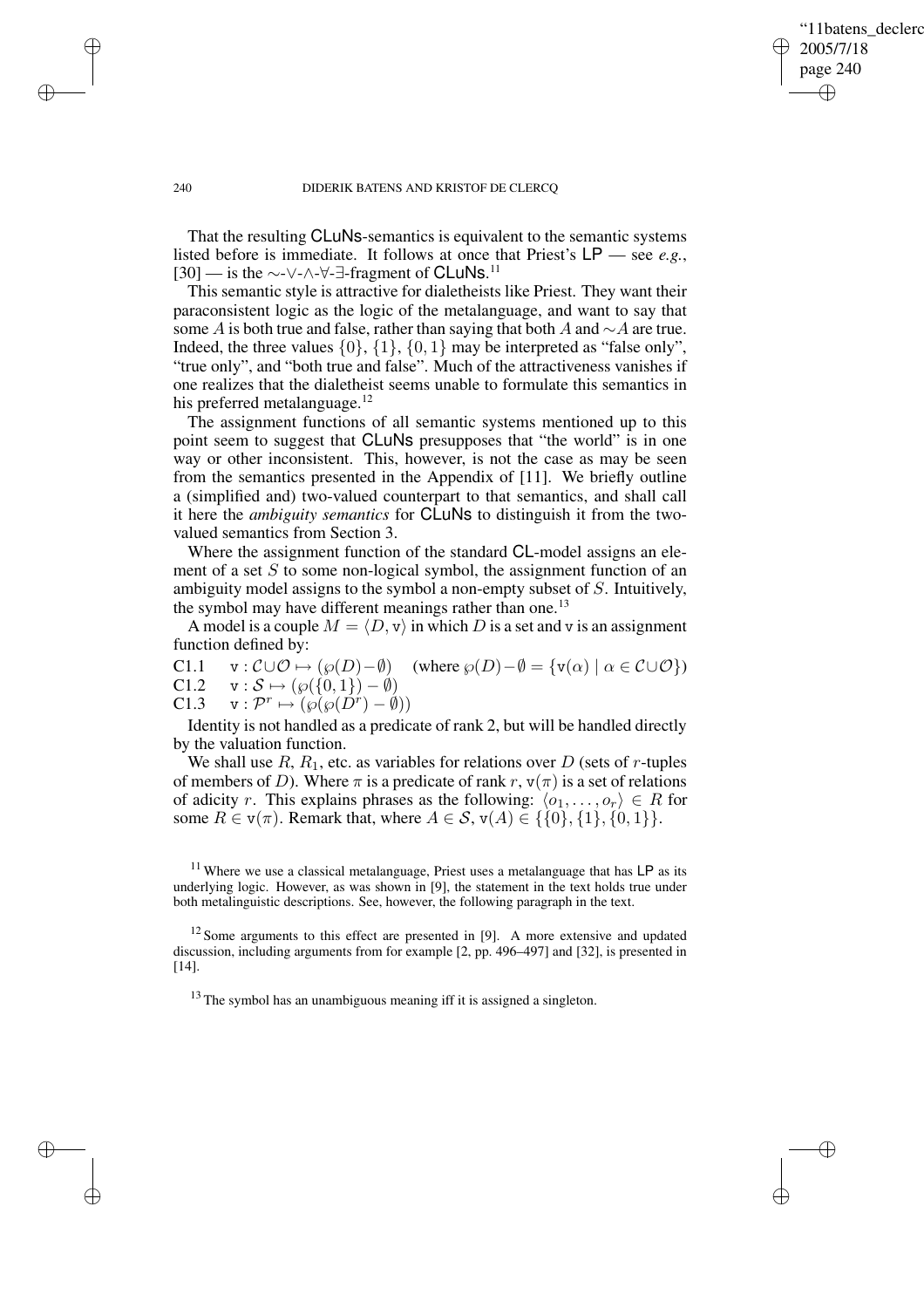That the resulting CLuNs-semantics is equivalent to the semantic systems listed before is immediate. It follows at once that Priest's LP — see *e.g.*, [30] — is the $\sim$-$\vee$-$\wedge$-$\forall$-$\exists$-fragment of CLuNs.[11]

This semantic style is attractive for dialetheists like Priest. They want their paraconsistent logic as the logic of the metalanguage, and want to say that some $A$ is both true and false, rather than saying that both $A$ and $\sim A$ are true. Indeed, the three values $\{0\}$, $\{1\}$, $\{0,1\}$ may be interpreted as "false only", "true only", and "both true and false". Much of the attractiveness vanishes if one realizes that the dialetheist seems unable to formulate this semantics in his preferred metalanguage.[12]

The assignment functions of all semantic systems mentioned up to this point seem to suggest that CLuNs presupposes that "the world" is in one way or other inconsistent. This, however, is not the case as may be seen from the semantics presented in the Appendix of [11]. We briefly outline a (simplified and) two-valued counterpart to that semantics, and shall call it here the *ambiguity semantics* for CLuNs to distinguish it from the two-valued semantics from Section 3.

Where the assignment function of the standard CL-model assigns an element of a set $S$ to some non-logical symbol, the assignment function of an ambiguity model assigns to the symbol a non-empty subset of $S$. Intuitively, the symbol may have different meanings rather than one.[13]

A model is a couple $M = \langle D, \mathtt{v}\rangle$ in which $D$ is a set and $\mathtt{v}$ is an assignment function defined by:

C1.1 $\quad \mathtt{v} : \mathcal{C} \cup \mathcal{O} \mapsto (\wp(D) - \emptyset) \quad$ (where $\wp(D) - \emptyset = \{\mathtt{v}(\alpha) \mid \alpha \in \mathcal{C} \cup \mathcal{O}\}$)

C1.2 $\quad \mathtt{v} : \mathcal{S} \mapsto (\wp(\{0,1\}) - \emptyset)$

C1.3 $\quad \mathtt{v} : \mathcal{P}^r \mapsto (\wp(\wp(D^r) - \emptyset))$

Identity is not handled as a predicate of rank 2, but will be handled directly by the valuation function.

We shall use $R$, $R_1$, etc. as variables for relations over $D$ (sets of $r$-tuples of members of $D$). Where $\pi$ is a predicate of rank $r$, $\mathtt{v}(\pi)$ is a set of relations of adicity $r$. This explains phrases as the following: $\langle o_1, \ldots, o_r\rangle \in R$ for some $R \in \mathtt{v}(\pi)$. Remark that, where $A \in \mathcal{S}$, $\mathtt{v}(A) \in \{\{0\}, \{1\}, \{0,1\}\}$.

[11] Where we use a classical metalanguage, Priest uses a metalanguage that has LP as its underlying logic. However, as was shown in [9], the statement in the text holds true under both metalinguistic descriptions. See, however, the following paragraph in the text.

[12] Some arguments to this effect are presented in [9]. A more extensive and updated discussion, including arguments from for example [2, pp. 496–497] and [32], is presented in [14].

[13] The symbol has an unambiguous meaning iff it is assigned a singleton.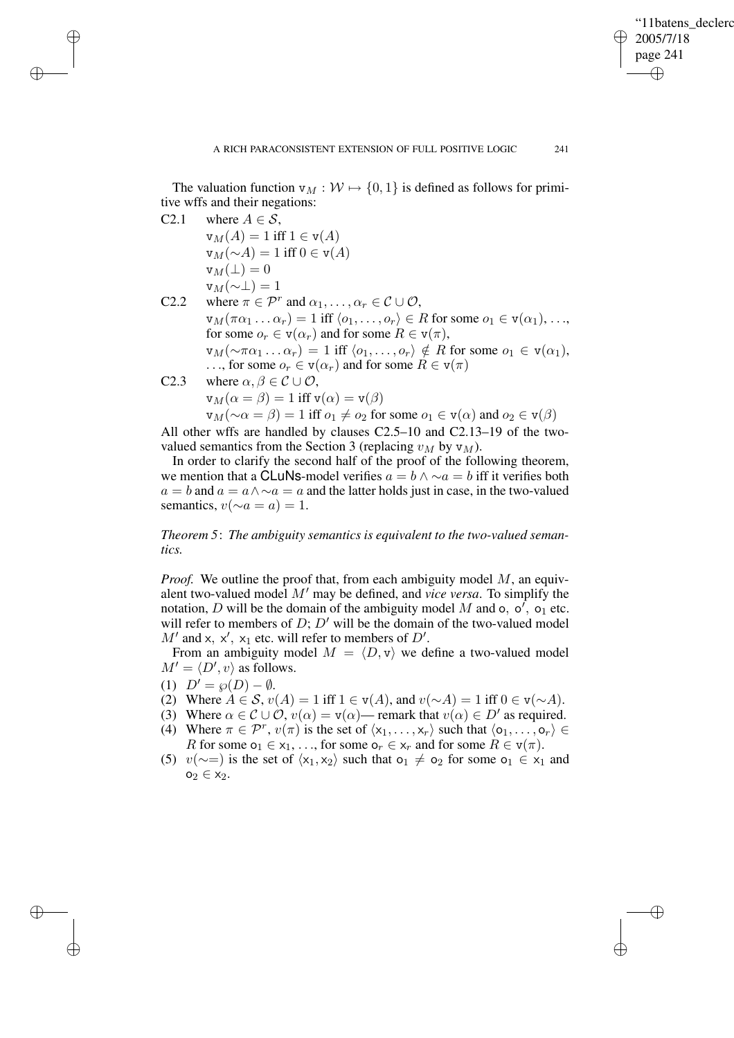The valuation function $\mathtt{v}_M : \mathcal{W} \mapsto \{0, 1\}$ is defined as follows for primitive wffs and their negations:

C2.1 where $A \in \mathcal{S}$,
$\mathtt{v}_M(A) = 1$ iff $1 \in \mathtt{v}(A)$
$\mathtt{v}_M(\sim A) = 1$ iff $0 \in \mathtt{v}(A)$
$\mathtt{v}_M(\perp) = 0$
$\mathtt{v}_M(\sim\perp) = 1$

C2.2 where $\pi \in \mathcal{P}^r$ and $\alpha_1, \ldots, \alpha_r \in \mathcal{C} \cup \mathcal{O}$,
$\mathtt{v}_M(\pi\alpha_1 \ldots \alpha_r) = 1$ iff $\langle o_1, \ldots, o_r\rangle \in R$ for some $o_1 \in \mathtt{v}(\alpha_1), \ldots$, for some $o_r \in \mathtt{v}(\alpha_r)$ and for some $R \in \mathtt{v}(\pi)$,
$\mathtt{v}_M(\sim\pi\alpha_1 \ldots \alpha_r) = 1$ iff $\langle o_1, \ldots, o_r\rangle \notin R$ for some $o_1 \in \mathtt{v}(\alpha_1)$, $\ldots$, for some $o_r \in \mathtt{v}(\alpha_r)$ and for some $R \in \mathtt{v}(\pi)$

C2.3 where $\alpha, \beta \in \mathcal{C} \cup \mathcal{O}$,
$\mathtt{v}_M(\alpha = \beta) = 1$ iff $\mathtt{v}(\alpha) = \mathtt{v}(\beta)$
$\mathtt{v}_M(\sim\alpha = \beta) = 1$ iff $o_1 \neq o_2$ for some $o_1 \in \mathtt{v}(\alpha)$ and $o_2 \in \mathtt{v}(\beta)$

All other wffs are handled by clauses C2.5–10 and C2.13–19 of the two-valued semantics from the Section 3 (replacing $v_M$ by $\mathtt{v}_M$).

In order to clarify the second half of the proof of the following theorem, we mention that a **CLuNs**-model verifies $a = b \wedge \sim a = b$ iff it verifies both $a = b$ and $a = a \wedge \sim a = a$ and the latter holds just in case, in the two-valued semantics, $v(\sim a = a) = 1$.

*Theorem 5*: *The ambiguity semantics is equivalent to the two-valued semantics.*

*Proof.* We outline the proof that, from each ambiguity model $M$, an equivalent two-valued model $M'$ may be defined, and *vice versa*. To simplify the notation, $D$ will be the domain of the ambiguity model $M$ and $\mathsf{o}$, $\mathsf{o}'$, $\mathsf{o}_1$ etc. will refer to members of $D$; $D'$ will be the domain of the two-valued model $M'$ and $\mathsf{x}$, $\mathsf{x}'$, $\mathsf{x}_1$ etc. will refer to members of $D'$.

From an ambiguity model $M = \langle D, \mathtt{v}\rangle$ we define a two-valued model $M' = \langle D', v\rangle$ as follows.

(1) $D' = \wp(D) - \emptyset$.
(2) Where $A \in \mathcal{S}$, $v(A) = 1$ iff $1 \in \mathtt{v}(A)$, and $v(\sim A) = 1$ iff $0 \in \mathtt{v}(\sim A)$.
(3) Where $\alpha \in \mathcal{C} \cup \mathcal{O}$, $v(\alpha) = \mathtt{v}(\alpha)$— remark that $v(\alpha) \in D'$ as required.
(4) Where $\pi \in \mathcal{P}^r$, $v(\pi)$ is the set of $\langle \mathsf{x}_1, \ldots, \mathsf{x}_r\rangle$ such that $\langle \mathsf{o}_1, \ldots, \mathsf{o}_r\rangle \in R$ for some $\mathsf{o}_1 \in \mathsf{x}_1$, $\ldots$, for some $\mathsf{o}_r \in \mathsf{x}_r$ and for some $R \in \mathtt{v}(\pi)$.
(5) $v(\sim=)$ is the set of $\langle \mathsf{x}_1, \mathsf{x}_2\rangle$ such that $\mathsf{o}_1 \neq \mathsf{o}_2$ for some $\mathsf{o}_1 \in \mathsf{x}_1$ and $\mathsf{o}_2 \in \mathsf{x}_2$.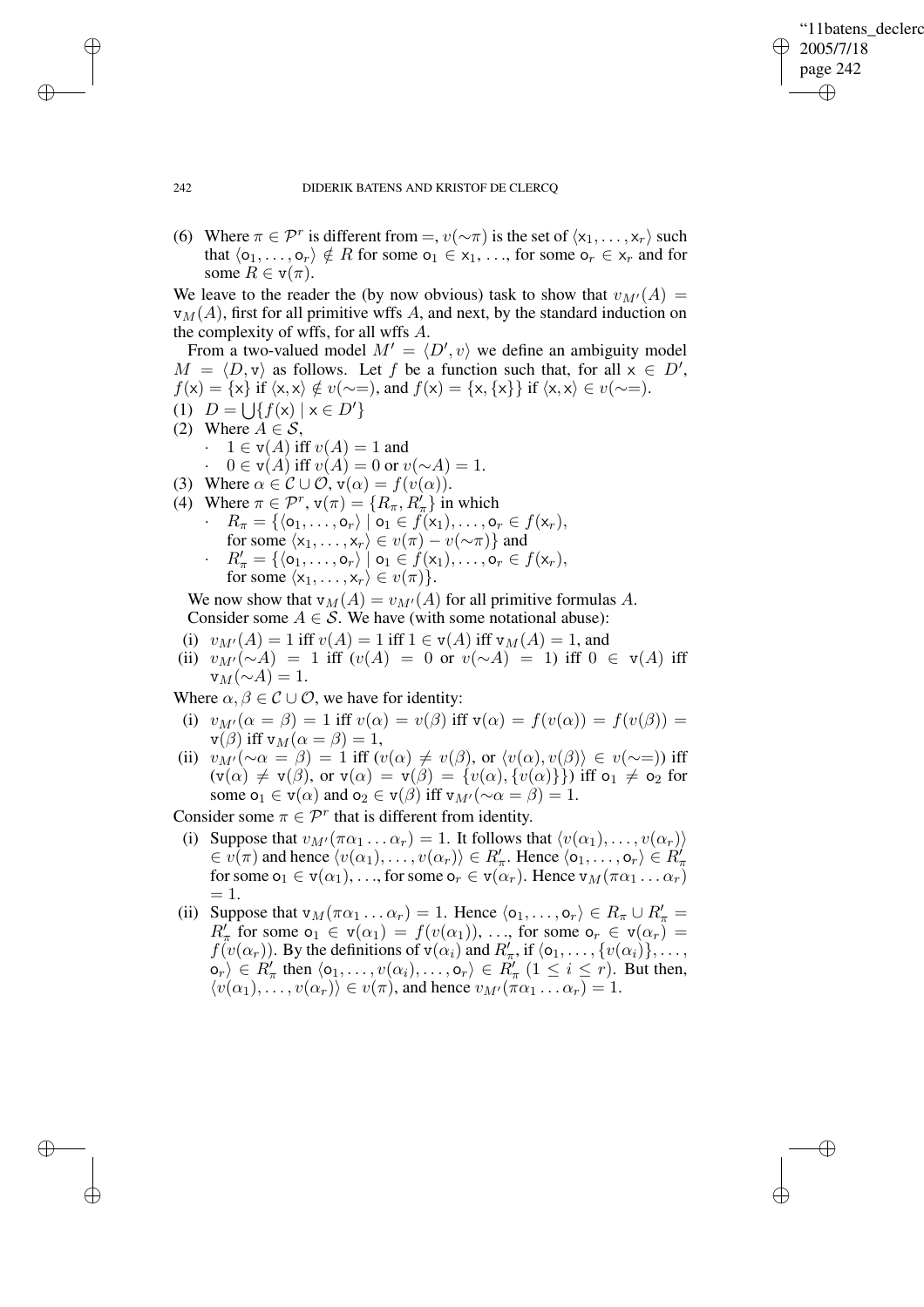(6) Where $\pi \in \mathcal{P}^r$ is different from $=$, $v(\sim\pi)$ is the set of $\langle \mathsf{x}_1, \ldots, \mathsf{x}_r \rangle$ such that $\langle \mathsf{o}_1, \ldots, \mathsf{o}_r \rangle \notin R$ for some $\mathsf{o}_1 \in \mathsf{x}_1$, ..., for some $\mathsf{o}_r \in \mathsf{x}_r$ and for some $R \in \mathtt{v}(\pi)$.

We leave to the reader the (by now obvious) task to show that $v_{M'}(A) = \mathtt{v}_M(A)$, first for all primitive wffs $A$, and next, by the standard induction on the complexity of wffs, for all wffs $A$.

From a two-valued model $M' = \langle D', v \rangle$ we define an ambiguity model $M = \langle D, \mathtt{v} \rangle$ as follows. Let $f$ be a function such that, for all $\mathsf{x} \in D'$, $f(\mathsf{x}) = \{\mathsf{x}\}$ if $\langle \mathsf{x}, \mathsf{x} \rangle \notin v(\sim=)$, and $f(\mathsf{x}) = \{\mathsf{x}, \{\mathsf{x}\}\}$ if $\langle \mathsf{x}, \mathsf{x} \rangle \in v(\sim=)$.

(1) $D = \bigcup\{f(\mathsf{x}) \mid \mathsf{x} \in D'\}$
(2) Where $A \in \mathcal{S}$,
 · $1 \in \mathtt{v}(A)$ iff $v(A) = 1$ and
 · $0 \in \mathtt{v}(A)$ iff $v(A) = 0$ or $v(\sim A) = 1$.
(3) Where $\alpha \in \mathcal{C} \cup \mathcal{O}$, $\mathtt{v}(\alpha) = f(v(\alpha))$.
(4) Where $\pi \in \mathcal{P}^r$, $\mathtt{v}(\pi) = \{R_\pi, R'_\pi\}$ in which
 · $R_\pi = \{\langle \mathsf{o}_1, \ldots, \mathsf{o}_r \rangle \mid \mathsf{o}_1 \in f(\mathsf{x}_1), \ldots, \mathsf{o}_r \in f(\mathsf{x}_r)$, for some $\langle \mathsf{x}_1, \ldots, \mathsf{x}_r \rangle \in v(\pi) - v(\sim\pi)\}$ and
 · $R'_\pi = \{\langle \mathsf{o}_1, \ldots, \mathsf{o}_r \rangle \mid \mathsf{o}_1 \in f(\mathsf{x}_1), \ldots, \mathsf{o}_r \in f(\mathsf{x}_r)$, for some $\langle \mathsf{x}_1, \ldots, \mathsf{x}_r \rangle \in v(\pi)\}$.

We now show that $\mathtt{v}_M(A) = v_{M'}(A)$ for all primitive formulas $A$.
Consider some $A \in \mathcal{S}$. We have (with some notational abuse):

(i) $v_{M'}(A) = 1$ iff $v(A) = 1$ iff $1 \in \mathtt{v}(A)$ iff $\mathtt{v}_M(A) = 1$, and
(ii) $v_{M'}(\sim A) = 1$ iff ($v(A) = 0$ or $v(\sim A) = 1$) iff $0 \in \mathtt{v}(A)$ iff $\mathtt{v}_M(\sim A) = 1$.

Where $\alpha, \beta \in \mathcal{C} \cup \mathcal{O}$, we have for identity:

(i) $v_{M'}(\alpha = \beta) = 1$ iff $v(\alpha) = v(\beta)$ iff $\mathtt{v}(\alpha) = f(v(\alpha)) = f(v(\beta)) = \mathtt{v}(\beta)$ iff $\mathtt{v}_M(\alpha = \beta) = 1$,
(ii) $v_{M'}(\sim\alpha = \beta) = 1$ iff ($v(\alpha) \neq v(\beta)$, or $\langle v(\alpha), v(\beta) \rangle \in v(\sim=)$) iff ($\mathtt{v}(\alpha) \neq \mathtt{v}(\beta)$, or $\mathtt{v}(\alpha) = \mathtt{v}(\beta) = \{v(\alpha), \{v(\alpha)\}\}$) iff $\mathsf{o}_1 \neq \mathsf{o}_2$ for some $\mathsf{o}_1 \in \mathtt{v}(\alpha)$ and $\mathsf{o}_2 \in \mathtt{v}(\beta)$ iff $\mathtt{v}_{M'}(\sim\alpha = \beta) = 1$.

Consider some $\pi \in \mathcal{P}^r$ that is different from identity.

(i) Suppose that $v_{M'}(\pi\alpha_1 \ldots \alpha_r) = 1$. It follows that $\langle v(\alpha_1), \ldots, v(\alpha_r) \rangle \in v(\pi)$ and hence $\langle v(\alpha_1), \ldots, v(\alpha_r) \rangle \in R'_\pi$. Hence $\langle \mathsf{o}_1, \ldots, \mathsf{o}_r \rangle \in R'_\pi$ for some $\mathsf{o}_1 \in \mathtt{v}(\alpha_1)$, ..., for some $\mathsf{o}_r \in \mathtt{v}(\alpha_r)$. Hence $\mathtt{v}_M(\pi\alpha_1 \ldots \alpha_r) = 1$.
(ii) Suppose that $\mathtt{v}_M(\pi\alpha_1 \ldots \alpha_r) = 1$. Hence $\langle \mathsf{o}_1, \ldots, \mathsf{o}_r \rangle \in R_\pi \cup R'_\pi = R'_\pi$ for some $\mathsf{o}_1 \in \mathtt{v}(\alpha_1) = f(v(\alpha_1))$, ..., for some $\mathsf{o}_r \in \mathtt{v}(\alpha_r) = f(v(\alpha_r))$. By the definitions of $\mathtt{v}(\alpha_i)$ and $R'_\pi$, if $\langle \mathsf{o}_1, \ldots, \{v(\alpha_i)\}, \ldots, \mathsf{o}_r \rangle \in R'_\pi$ then $\langle \mathsf{o}_1, \ldots, v(\alpha_i), \ldots, \mathsf{o}_r \rangle \in R'_\pi$ $(1 \leq i \leq r)$. But then, $\langle v(\alpha_1), \ldots, v(\alpha_r) \rangle \in v(\pi)$, and hence $v_{M'}(\pi\alpha_1 \ldots \alpha_r) = 1$.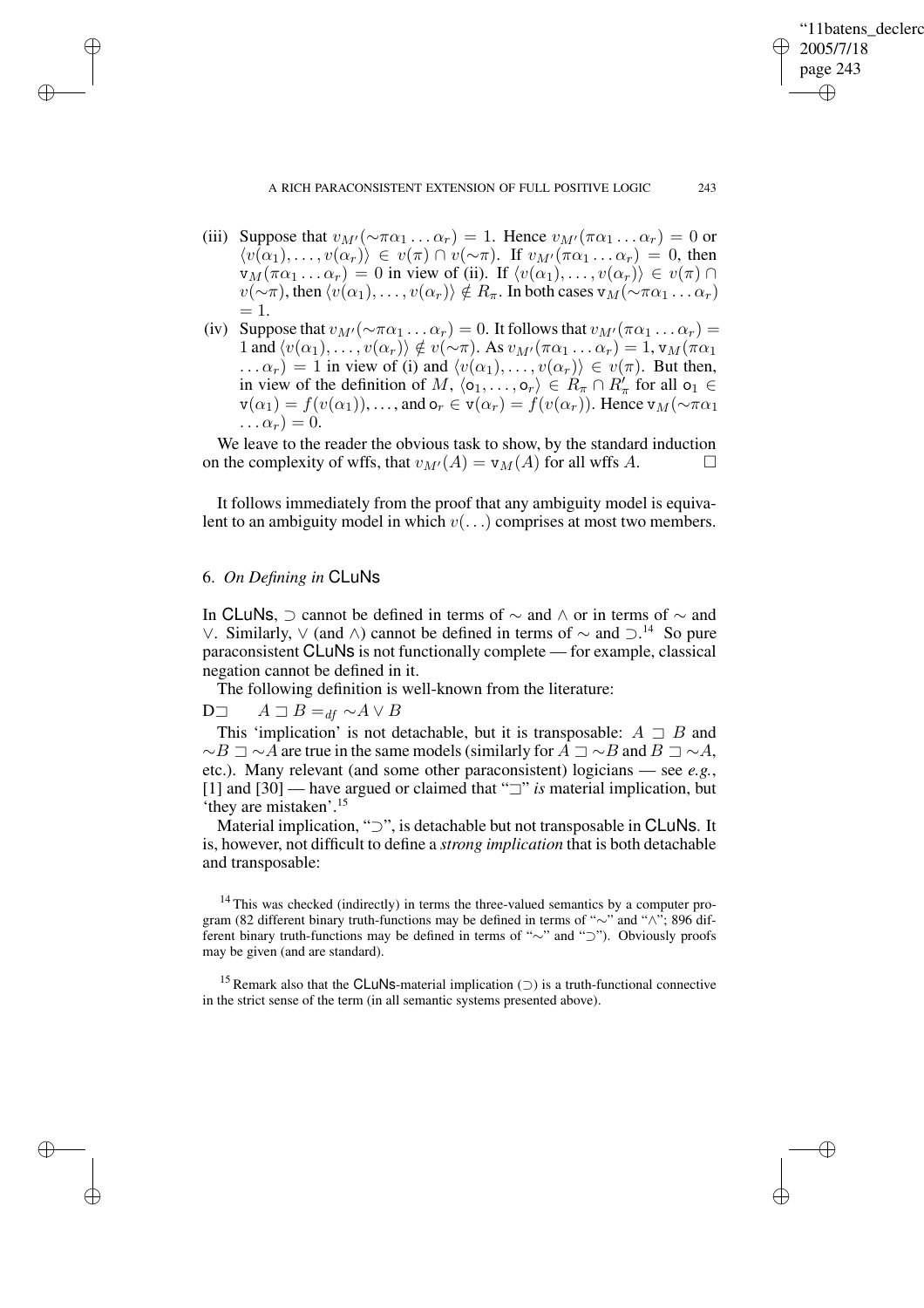(iii) Suppose that $v_{M'}(\sim\pi\alpha_1 \ldots \alpha_r) = 1$. Hence $v_{M'}(\pi\alpha_1 \ldots \alpha_r) = 0$ or $\langle v(\alpha_1), \ldots, v(\alpha_r)\rangle \in v(\pi) \cap v(\sim\pi)$. If $v_{M'}(\pi\alpha_1 \ldots \alpha_r) = 0$, then $\mathtt{v}_M(\pi\alpha_1 \ldots \alpha_r) = 0$ in view of (ii). If $\langle v(\alpha_1), \ldots, v(\alpha_r)\rangle \in v(\pi) \cap v(\sim\pi)$, then $\langle v(\alpha_1), \ldots, v(\alpha_r)\rangle \notin R_\pi$. In both cases $\mathtt{v}_M(\sim\pi\alpha_1 \ldots \alpha_r) = 1$.

(iv) Suppose that $v_{M'}(\sim\pi\alpha_1 \ldots \alpha_r) = 0$. It follows that $v_{M'}(\pi\alpha_1 \ldots \alpha_r) = 1$ and $\langle v(\alpha_1), \ldots, v(\alpha_r)\rangle \notin v(\sim\pi)$. As $v_{M'}(\pi\alpha_1 \ldots \alpha_r) = 1$, $\mathtt{v}_M(\pi\alpha_1 \ldots \alpha_r) = 1$ in view of (i) and $\langle v(\alpha_1), \ldots, v(\alpha_r)\rangle \in v(\pi)$. But then, in view of the definition of $M$, $\langle \mathtt{o}_1, \ldots, \mathtt{o}_r\rangle \in R_\pi \cap R'_\pi$ for all $\mathtt{o}_1 \in \mathtt{v}(\alpha_1) = f(v(\alpha_1)), \ldots,$ and $\mathtt{o}_r \in \mathtt{v}(\alpha_r) = f(v(\alpha_r))$. Hence $\mathtt{v}_M(\sim\pi\alpha_1 \ldots \alpha_r) = 0$.

We leave to the reader the obvious task to show, by the standard induction on the complexity of wffs, that $v_{M'}(A) = \mathtt{v}_M(A)$ for all wffs $A$. □

It follows immediately from the proof that any ambiguity model is equivalent to an ambiguity model in which $v(\ldots)$ comprises at most two members.

## 6. *On Defining in* CLuNs

In CLuNs, $\supset$ cannot be defined in terms of $\sim$ and $\wedge$ or in terms of $\sim$ and $\vee$. Similarly, $\vee$ (and $\wedge$) cannot be defined in terms of $\sim$ and $\supset$.[14] So pure paraconsistent CLuNs is not functionally complete — for example, classical negation cannot be defined in it.

The following definition is well-known from the literature:

D$\sqsupset$ $\quad A \sqsupset B =_{df} \sim A \vee B$

This 'implication' is not detachable, but it is transposable: $A \sqsupset B$ and $\sim B \sqsupset \sim A$ are true in the same models (similarly for $A \sqsupset \sim B$ and $B \sqsupset \sim A$, etc.). Many relevant (and some other paraconsistent) logicians — see *e.g.*, [1] and [30] — have argued or claimed that "$\sqsupset$" *is* material implication, but 'they are mistaken'.[15]

Material implication, "$\supset$", is detachable but not transposable in CLuNs. It is, however, not difficult to define a *strong implication* that is both detachable and transposable:

[14] This was checked (indirectly) in terms the three-valued semantics by a computer program (82 different binary truth-functions may be defined in terms of "$\sim$" and "$\wedge$"; 896 different binary truth-functions may be defined in terms of "$\sim$" and "$\supset$"). Obviously proofs may be given (and are standard).

[15] Remark also that the CLuNs-material implication ($\supset$) is a truth-functional connective in the strict sense of the term (in all semantic systems presented above).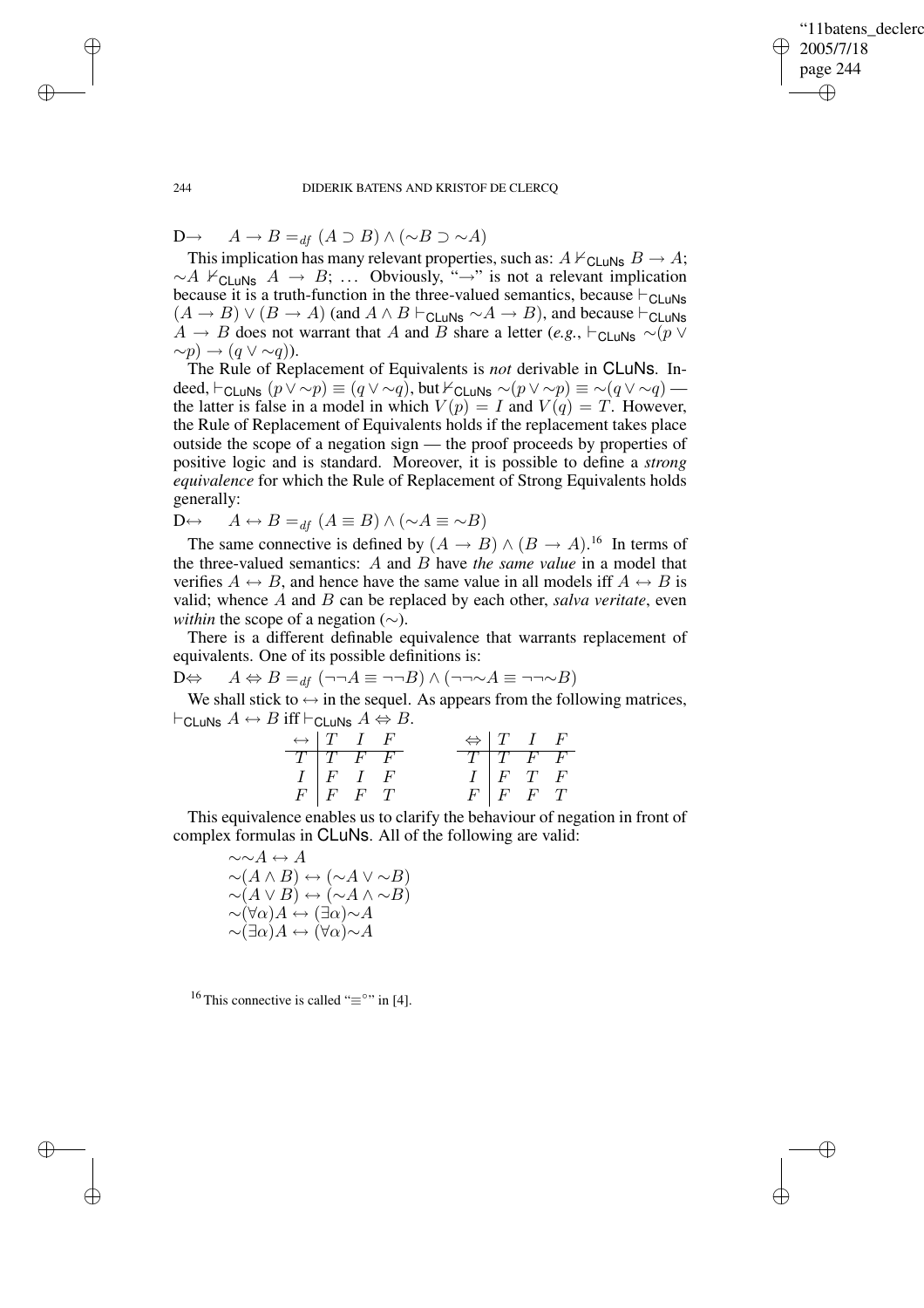D→ $\quad A \rightarrow B =_{df} (A \supset B) \wedge ({\sim}B \supset {\sim}A)$

This implication has many relevant properties, such as: $A \nvdash_{\mathsf{CLuNs}} B \rightarrow A$; ${\sim}A \nvdash_{\mathsf{CLuNs}} A \rightarrow B$; ... Obviously, "$\rightarrow$" is not a relevant implication because it is a truth-function in the three-valued semantics, because $\vdash_{\mathsf{CLuNs}} (A \rightarrow B) \vee (B \rightarrow A)$ (and $A \wedge B \vdash_{\mathsf{CLuNs}} {\sim}A \rightarrow B$), and because $\vdash_{\mathsf{CLuNs}} A \rightarrow B$ does not warrant that $A$ and $B$ share a letter (*e.g.*, $\vdash_{\mathsf{CLuNs}} {\sim}(p \vee {\sim}p) \rightarrow (q \vee {\sim}q)$).

The Rule of Replacement of Equivalents is *not* derivable in CLuNs. Indeed, $\vdash_{\mathsf{CLuNs}} (p \vee {\sim}p) \equiv (q \vee {\sim}q)$, but $\nvdash_{\mathsf{CLuNs}} {\sim}(p \vee {\sim}p) \equiv {\sim}(q \vee {\sim}q)$ — the latter is false in a model in which $V(p) = I$ and $V(q) = T$. However, the Rule of Replacement of Equivalents holds if the replacement takes place outside the scope of a negation sign — the proof proceeds by properties of positive logic and is standard. Moreover, it is possible to define a *strong equivalence* for which the Rule of Replacement of Strong Equivalents holds generally:

D↔ $\quad A \leftrightarrow B =_{df} (A \equiv B) \wedge ({\sim}A \equiv {\sim}B)$

The same connective is defined by $(A \rightarrow B) \wedge (B \rightarrow A)$.[16] In terms of the three-valued semantics: $A$ and $B$ have *the same value* in a model that verifies $A \leftrightarrow B$, and hence have the same value in all models iff $A \leftrightarrow B$ is valid; whence $A$ and $B$ can be replaced by each other, *salva veritate*, even *within* the scope of a negation ($\sim$).

There is a different definable equivalence that warrants replacement of equivalents. One of its possible definitions is:

D⇔ $\quad A \Leftrightarrow B =_{df} (\neg\neg A \equiv \neg\neg B) \wedge (\neg\neg{\sim}A \equiv \neg\neg{\sim}B)$

We shall stick to $\leftrightarrow$ in the sequel. As appears from the following matrices, $\vdash_{\mathsf{CLuNs}} A \leftrightarrow B$ iff $\vdash_{\mathsf{CLuNs}} A \Leftrightarrow B$.

| $\leftrightarrow$ | $T$ | $I$ | $F$ |
|---|---|---|---|
| $T$ | $T$ | $F$ | $F$ |
| $I$ | $F$ | $I$ | $F$ |
| $F$ | $F$ | $F$ | $T$ |

| $\Leftrightarrow$ | $T$ | $I$ | $F$ |
|---|---|---|---|
| $T$ | $T$ | $F$ | $F$ |
| $I$ | $F$ | $T$ | $F$ |
| $F$ | $F$ | $F$ | $T$ |

This equivalence enables us to clarify the behaviour of negation in front of complex formulas in CLuNs. All of the following are valid:

$${\sim}{\sim}A \leftrightarrow A$$
$${\sim}(A \wedge B) \leftrightarrow ({\sim}A \vee {\sim}B)$$
$${\sim}(A \vee B) \leftrightarrow ({\sim}A \wedge {\sim}B)$$
$${\sim}(\forall\alpha)A \leftrightarrow (\exists\alpha){\sim}A$$
$${\sim}(\exists\alpha)A \leftrightarrow (\forall\alpha){\sim}A$$

[16] This connective is called "$\equiv^{\circ}$" in [4].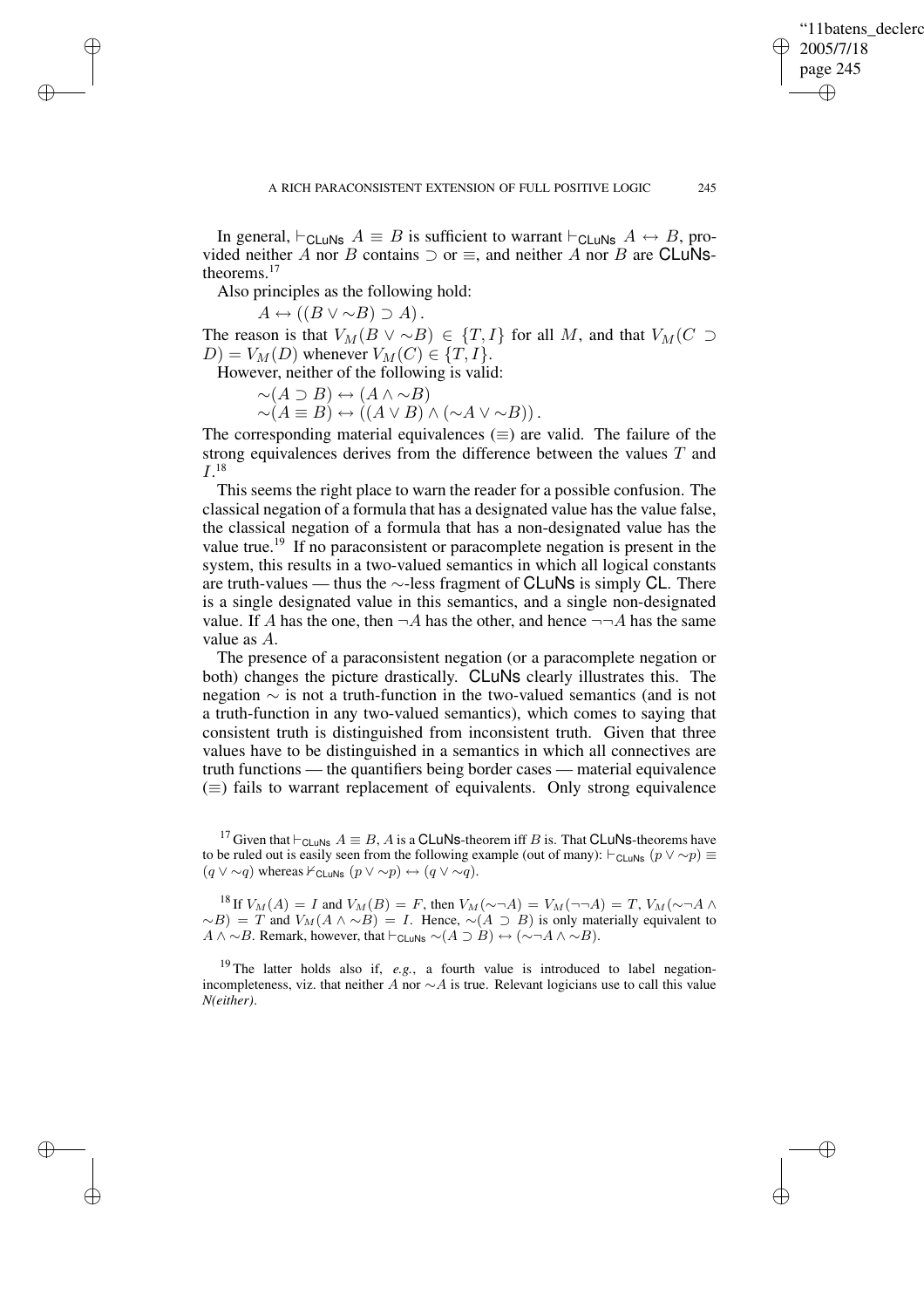In general, $\vdash_{\mathsf{CLuNs}} A \equiv B$ is sufficient to warrant $\vdash_{\mathsf{CLuNs}} A \leftrightarrow B$, provided neither $A$ nor $B$ contains $\supset$ or $\equiv$, and neither $A$ nor $B$ are CLuNs-theorems.[17]

Also principles as the following hold:

$$A \leftrightarrow ((B \vee \sim B) \supset A).$$

The reason is that $V_M(B \vee \sim B) \in \{T, I\}$ for all $M$, and that $V_M(C \supset D) = V_M(D)$ whenever $V_M(C) \in \{T, I\}$.

However, neither of the following is valid:

$$\sim(A \supset B) \leftrightarrow (A \wedge \sim B)$$
$$\sim(A \equiv B) \leftrightarrow ((A \vee B) \wedge (\sim A \vee \sim B)).$$

The corresponding material equivalences ($\equiv$) are valid. The failure of the strong equivalences derives from the difference between the values $T$ and $I$.[18]

This seems the right place to warn the reader for a possible confusion. The classical negation of a formula that has a designated value has the value false, the classical negation of a formula that has a non-designated value has the value true.[19] If no paraconsistent or paracomplete negation is present in the system, this results in a two-valued semantics in which all logical constants are truth-values — thus the $\sim$-less fragment of CLuNs is simply CL. There is a single designated value in this semantics, and a single non-designated value. If $A$ has the one, then $\neg A$ has the other, and hence $\neg\neg A$ has the same value as $A$.

The presence of a paraconsistent negation (or a paracomplete negation or both) changes the picture drastically. CLuNs clearly illustrates this. The negation $\sim$ is not a truth-function in the two-valued semantics (and is not a truth-function in any two-valued semantics), which comes to saying that consistent truth is distinguished from inconsistent truth. Given that three values have to be distinguished in a semantics in which all connectives are truth functions — the quantifiers being border cases — material equivalence ($\equiv$) fails to warrant replacement of equivalents. Only strong equivalence

[17] Given that $\vdash_{\mathsf{CLuNs}} A \equiv B$, $A$ is a CLuNs-theorem iff $B$ is. That CLuNs-theorems have to be ruled out is easily seen from the following example (out of many): $\vdash_{\mathsf{CLuNs}} (p \vee \sim p) \equiv (q \vee \sim q)$ whereas $\nvdash_{\mathsf{CLuNs}} (p \vee \sim p) \leftrightarrow (q \vee \sim q)$.

[18] If $V_M(A) = I$ and $V_M(B) = F$, then $V_M(\sim\neg A) = V_M(\neg\neg A) = T$, $V_M(\sim\neg A \wedge \sim B) = T$ and $V_M(A \wedge \sim B) = I$. Hence, $\sim(A \supset B)$ is only materially equivalent to $A \wedge \sim B$. Remark, however, that $\vdash_{\mathsf{CLuNs}} \sim(A \supset B) \leftrightarrow (\sim\neg A \wedge \sim B)$.

[19] The latter holds also if, *e.g.*, a fourth value is introduced to label negation-incompleteness, viz. that neither $A$ nor $\sim A$ is true. Relevant logicians use to call this value *N(either)*.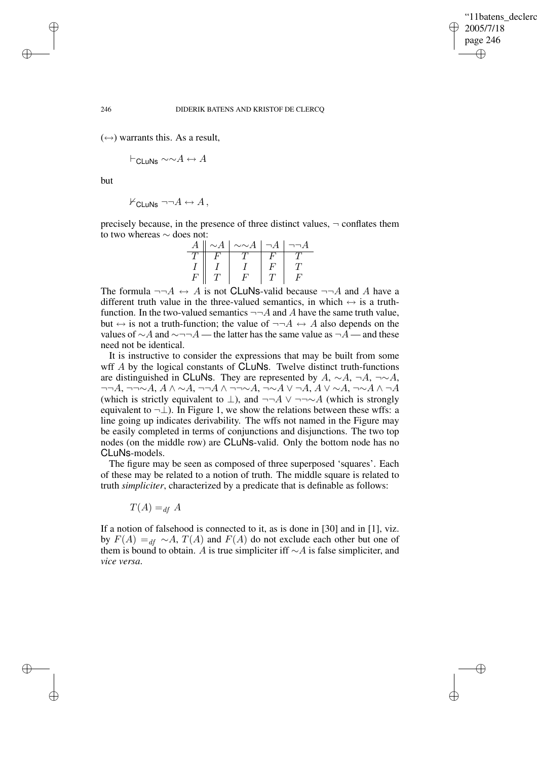($\leftrightarrow$) warrants this. As a result,

$$\vdash_{\mathsf{CLuNs}} {\sim}{\sim}A \leftrightarrow A$$

but

$$\nvdash_{\mathsf{CLuNs}} \neg\neg A \leftrightarrow A\,,$$

precisely because, in the presence of three distinct values, $\neg$ conflates them to two whereas $\sim$ does not:

| $A$ | ${\sim}A$ | ${\sim}{\sim}A$ | $\neg A$ | $\neg\neg A$ |
|---|---|---|---|---|
| $T$ | $F$ | $T$ | $F$ | $T$ |
| $I$ | $I$ | $I$ | $F$ | $T$ |
| $F$ | $T$ | $F$ | $T$ | $F$ |

The formula $\neg\neg A \leftrightarrow A$ is not CLuNs-valid because $\neg\neg A$ and $A$ have a different truth value in the three-valued semantics, in which $\leftrightarrow$ is a truth-function. In the two-valued semantics $\neg\neg A$ and $A$ have the same truth value, but $\leftrightarrow$ is not a truth-function; the value of $\neg\neg A \leftrightarrow A$ also depends on the values of ${\sim}A$ and ${\sim}\neg\neg A$ — the latter has the same value as $\neg A$ — and these need not be identical.

It is instructive to consider the expressions that may be built from some wff $A$ by the logical constants of CLuNs. Twelve distinct truth-functions are distinguished in CLuNs. They are represented by $A$, ${\sim}A$, $\neg A$, $\neg{\sim}A$, $\neg\neg A$, $\neg\neg{\sim}A$, $A \wedge {\sim}A$, $\neg\neg A \wedge \neg\neg{\sim}A$, $\neg{\sim}A \vee \neg A$, $A \vee {\sim}A$, $\neg{\sim}A \wedge \neg A$ (which is strictly equivalent to $\bot$), and $\neg\neg A \vee \neg\neg{\sim}A$ (which is strongly equivalent to $\neg\bot$). In Figure 1, we show the relations between these wffs: a line going up indicates derivability. The wffs not named in the Figure may be easily completed in terms of conjunctions and disjunctions. The two top nodes (on the middle row) are CLuNs-valid. Only the bottom node has no CLuNs-models.

The figure may be seen as composed of three superposed 'squares'. Each of these may be related to a notion of truth. The middle square is related to truth *simpliciter*, characterized by a predicate that is definable as follows:

$$T(A) =_{df} A$$

If a notion of falsehood is connected to it, as is done in [30] and in [1], viz. by $F(A) =_{df} {\sim}A$, $T(A)$ and $F(A)$ do not exclude each other but one of them is bound to obtain. $A$ is true simpliciter iff ${\sim}A$ is false simpliciter, and *vice versa*.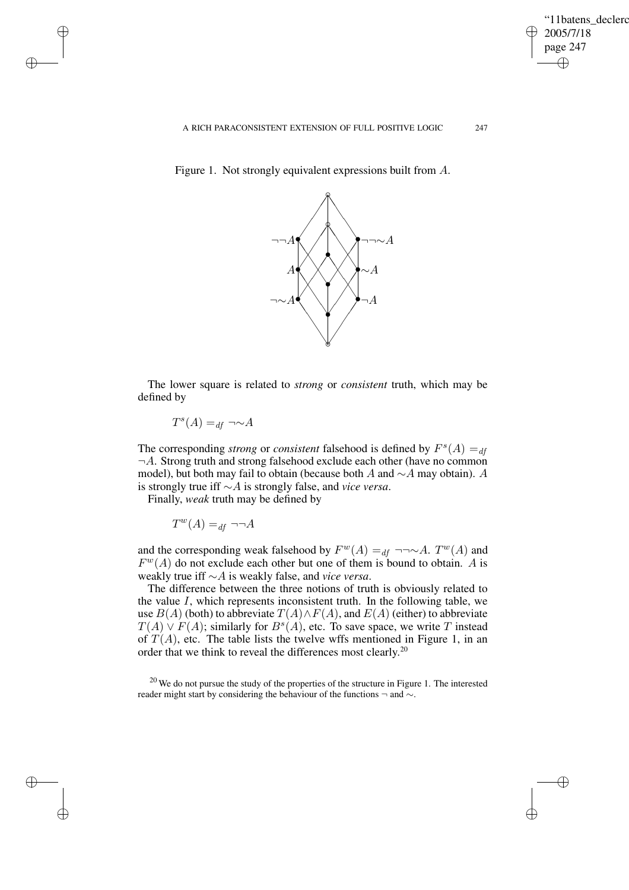Figure 1. Not strongly equivalent expressions built from $A$.

The lower square is related to *strong* or *consistent* truth, which may be defined by

$$T^s(A) =_{df} \neg{\sim}A$$

The corresponding *strong* or *consistent* falsehood is defined by $F^s(A) =_{df} \neg A$. Strong truth and strong falsehood exclude each other (have no common model), but both may fail to obtain (because both $A$ and ${\sim}A$ may obtain). $A$ is strongly true iff ${\sim}A$ is strongly false, and *vice versa*.

Finally, *weak* truth may be defined by

$$T^w(A) =_{df} \neg\neg A$$

and the corresponding weak falsehood by $F^w(A) =_{df} \neg\neg{\sim}A$. $T^w(A)$ and $F^w(A)$ do not exclude each other but one of them is bound to obtain. $A$ is weakly true iff ${\sim}A$ is weakly false, and *vice versa*.

The difference between the three notions of truth is obviously related to the value $I$, which represents inconsistent truth. In the following table, we use $B(A)$ (both) to abbreviate $T(A) \wedge F(A)$, and $E(A)$ (either) to abbreviate $T(A) \vee F(A)$; similarly for $B^s(A)$, etc. To save space, we write $T$ instead of $T(A)$, etc. The table lists the twelve wffs mentioned in Figure 1, in an order that we think to reveal the differences most clearly.[20]

[20] We do not pursue the study of the properties of the structure in Figure 1. The interested reader might start by considering the behaviour of the functions $\neg$ and ${\sim}$.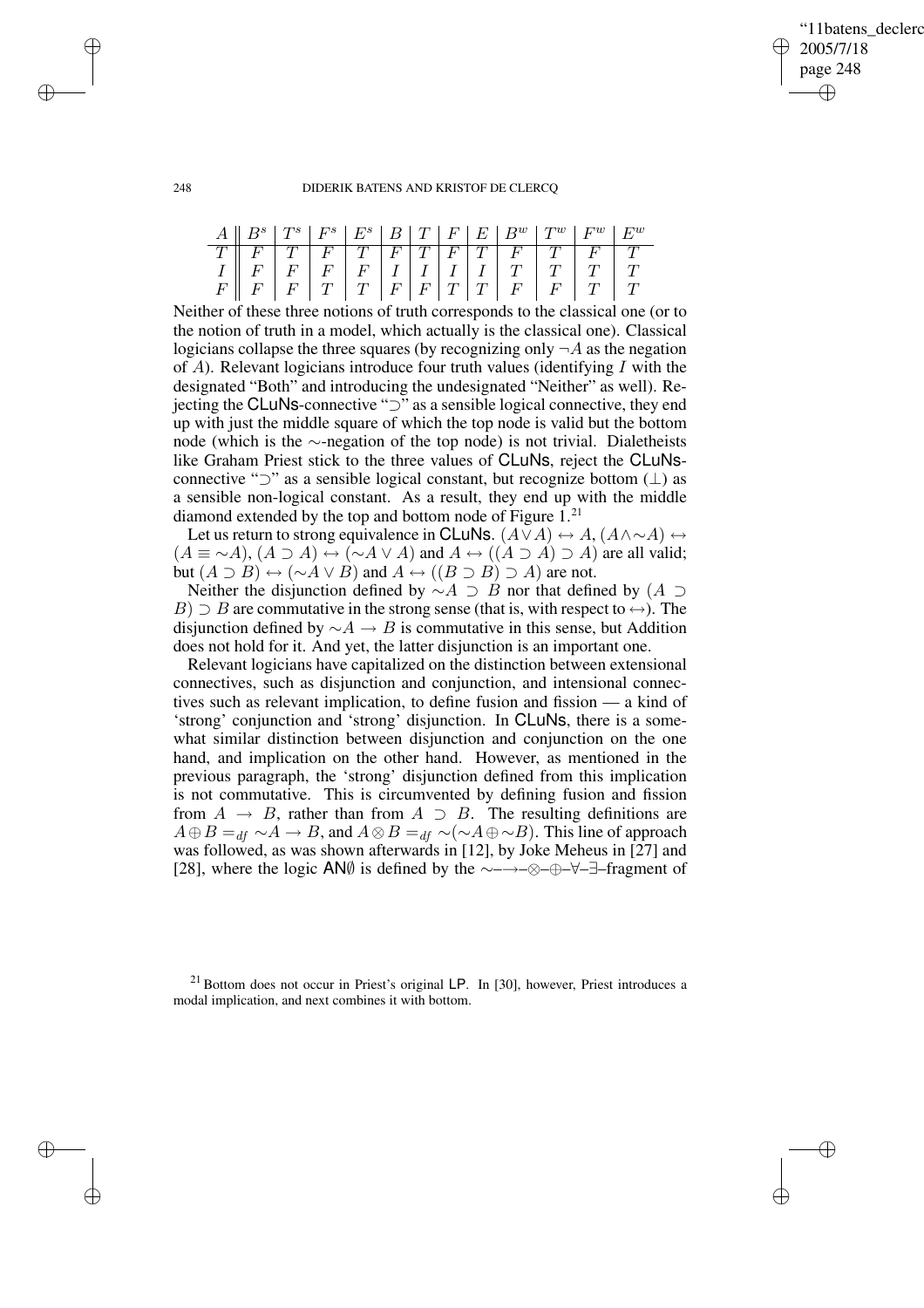| $A$ | $B^s$ | $T^s$ | $F^s$ | $E^s$ | $B$ | $T$ | $F$ | $E$ | $B^w$ | $T^w$ | $F^w$ | $E^w$ |
|---|---|---|---|---|---|---|---|---|---|---|---|---|
| $T$ | $F$ | $T$ | $F$ | $T$ | $F$ | $T$ | $F$ | $T$ | $F$ | $T$ | $F$ | $T$ |
| $I$ | $F$ | $F$ | $F$ | $F$ | $I$ | $I$ | $I$ | $I$ | $T$ | $T$ | $T$ | $T$ |
| $F$ | $F$ | $F$ | $T$ | $T$ | $F$ | $F$ | $T$ | $T$ | $F$ | $F$ | $T$ | $T$ |

Neither of these three notions of truth corresponds to the classical one (or to the notion of truth in a model, which actually is the classical one). Classical logicians collapse the three squares (by recognizing only $\neg A$ as the negation of $A$). Relevant logicians introduce four truth values (identifying $I$ with the designated "Both" and introducing the undesignated "Neither" as well). Rejecting the CLuNs-connective "$\supset$" as a sensible logical connective, they end up with just the middle square of which the top node is valid but the bottom node (which is the $\sim$-negation of the top node) is not trivial. Dialetheists like Graham Priest stick to the three values of CLuNs, reject the CLuNs-connective "$\supset$" as a sensible logical constant, but recognize bottom ($\perp$) as a sensible non-logical constant. As a result, they end up with the middle diamond extended by the top and bottom node of Figure 1.[21]

Let us return to strong equivalence in CLuNs. $(A \vee A) \leftrightarrow A$, $(A \wedge {\sim}A) \leftrightarrow (A \equiv {\sim}A)$, $(A \supset A) \leftrightarrow ({\sim}A \vee A)$ and $A \leftrightarrow ((A \supset A) \supset A)$ are all valid; but $(A \supset B) \leftrightarrow ({\sim}A \vee B)$ and $A \leftrightarrow ((B \supset B) \supset A)$ are not.

Neither the disjunction defined by ${\sim}A \supset B$ nor that defined by $(A \supset B) \supset B$ are commutative in the strong sense (that is, with respect to $\leftrightarrow$). The disjunction defined by ${\sim}A \rightarrow B$ is commutative in this sense, but Addition does not hold for it. And yet, the latter disjunction is an important one.

Relevant logicians have capitalized on the distinction between extensional connectives, such as disjunction and conjunction, and intensional connectives such as relevant implication, to define fusion and fission — a kind of 'strong' conjunction and 'strong' disjunction. In CLuNs, there is a somewhat similar distinction between disjunction and conjunction on the one hand, and implication on the other hand. However, as mentioned in the previous paragraph, the 'strong' disjunction defined from this implication is not commutative. This is circumvented by defining fusion and fission from $A \rightarrow B$, rather than from $A \supset B$. The resulting definitions are $A \oplus B =_{df} {\sim}A \rightarrow B$, and $A \otimes B =_{df} {\sim}({\sim}A \oplus {\sim}B)$. This line of approach was followed, as was shown afterwards in [12], by Joke Meheus in [27] and [28], where the logic AN$\emptyset$ is defined by the $\sim$–$\rightarrow$–$\otimes$–$\oplus$–$\forall$–$\exists$–fragment of

[21] Bottom does not occur in Priest's original LP. In [30], however, Priest introduces a modal implication, and next combines it with bottom.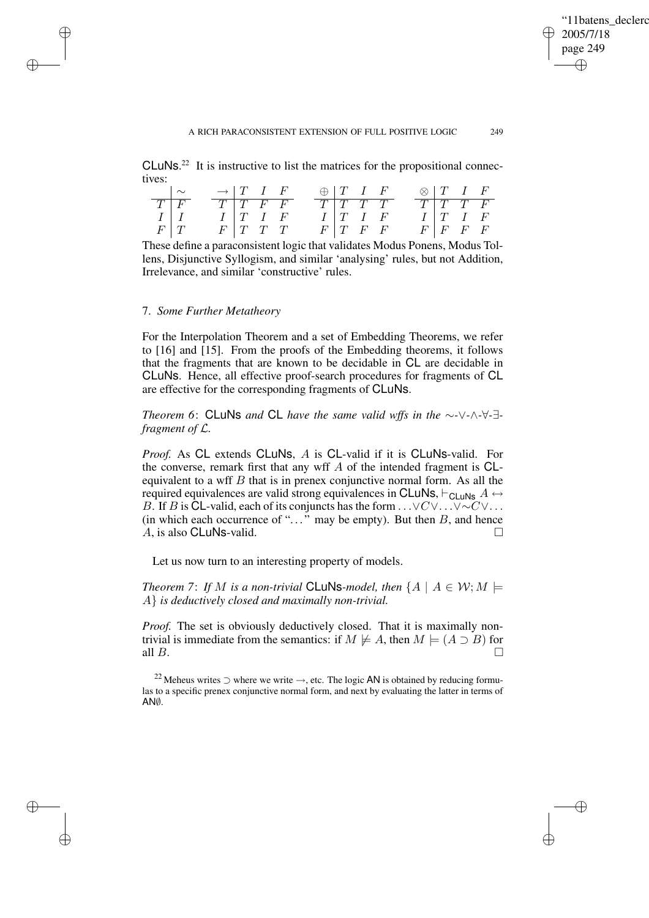CLuNs.[22] It is instructive to list the matrices for the propositional connectives:

|  | $\sim$ |
|---|---|
| $T$ | $F$ |
| $I$ | $I$ |
| $F$ | $T$ |

| $\rightarrow$ | $T$ | $I$ | $F$ |
|---|---|---|---|
| $T$ | $T$ | $F$ | $F$ |
| $I$ | $T$ | $I$ | $F$ |
| $F$ | $T$ | $T$ | $T$ |

| $\oplus$ | $T$ | $I$ | $F$ |
|---|---|---|---|
| $T$ | $T$ | $T$ | $T$ |
| $I$ | $T$ | $I$ | $F$ |
| $F$ | $T$ | $F$ | $F$ |

| $\otimes$ | $T$ | $I$ | $F$ |
|---|---|---|---|
| $T$ | $T$ | $T$ | $F$ |
| $I$ | $T$ | $I$ | $F$ |
| $F$ | $F$ | $F$ | $F$ |

These define a paraconsistent logic that validates Modus Ponens, Modus Tollens, Disjunctive Syllogism, and similar 'analysing' rules, but not Addition, Irrelevance, and similar 'constructive' rules.

## 7. *Some Further Metatheory*

For the Interpolation Theorem and a set of Embedding Theorems, we refer to [16] and [15]. From the proofs of the Embedding theorems, it follows that the fragments that are known to be decidable in CL are decidable in CLuNs. Hence, all effective proof-search procedures for fragments of CL are effective for the corresponding fragments of CLuNs.

*Theorem 6*: CLuNs *and* CL *have the same valid wffs in the* $\sim$-$\vee$-$\wedge$-$\forall$-$\exists$-*fragment of* $\mathcal{L}$.

*Proof.* As CL extends CLuNs, $A$ is CL-valid if it is CLuNs-valid. For the converse, remark first that any wff $A$ of the intended fragment is CL-equivalent to a wff $B$ that is in prenex conjunctive normal form. As all the required equivalences are valid strong equivalences in CLuNs, $\vdash_{\mathsf{CLuNs}} A \leftrightarrow B$. If $B$ is CL-valid, each of its conjuncts has the form $\ldots \vee C \vee \ldots \vee {\sim} C \vee \ldots$ (in which each occurrence of "$\ldots$" may be empty). But then $B$, and hence $A$, is also CLuNs-valid. □

Let us now turn to an interesting property of models.

*Theorem 7*: *If* $M$ *is a non-trivial* CLuNs*-model, then* $\{A \mid A \in \mathcal{W}; M \models A\}$ *is deductively closed and maximally non-trivial.*

*Proof.* The set is obviously deductively closed. That it is maximally non-trivial is immediate from the semantics: if $M \not\models A$, then $M \models (A \supset B)$ for all $B$. □

[22] Meheus writes $\supset$ where we write $\rightarrow$, etc. The logic AN is obtained by reducing formulas to a specific prenex conjunctive normal form, and next by evaluating the latter in terms of AN$\emptyset$.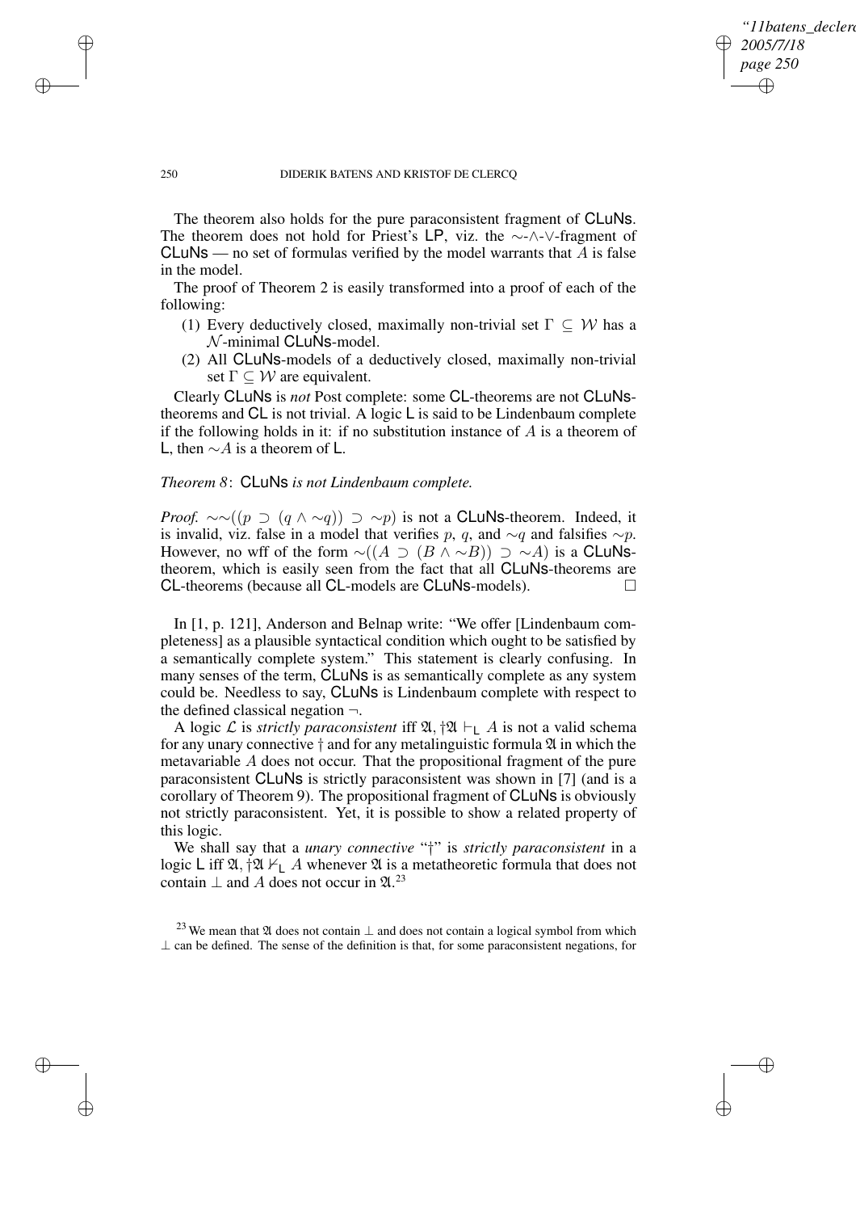The theorem also holds for the pure paraconsistent fragment of CLuNs. The theorem does not hold for Priest's LP, viz. the $\sim$-$\wedge$-$\vee$-fragment of CLuNs — no set of formulas verified by the model warrants that $A$ is false in the model.

The proof of Theorem 2 is easily transformed into a proof of each of the following:

(1) Every deductively closed, maximally non-trivial set $\Gamma \subseteq \mathcal{W}$ has a $\mathcal{N}$-minimal CLuNs-model.

(2) All CLuNs-models of a deductively closed, maximally non-trivial set $\Gamma \subseteq \mathcal{W}$ are equivalent.

Clearly CLuNs is *not* Post complete: some CL-theorems are not CLuNs-theorems and CL is not trivial. A logic L is said to be Lindenbaum complete if the following holds in it: if no substitution instance of $A$ is a theorem of L, then $\sim A$ is a theorem of L.

*Theorem 8*: CLuNs *is not Lindenbaum complete.*

*Proof.* $\sim\sim((p \supset (q \wedge \sim q)) \supset \sim p)$ is not a CLuNs-theorem. Indeed, it is invalid, viz. false in a model that verifies $p$, $q$, and $\sim q$ and falsifies $\sim p$. However, no wff of the form $\sim((A \supset (B \wedge \sim B)) \supset \sim A)$ is a CLuNs-theorem, which is easily seen from the fact that all CLuNs-theorems are CL-theorems (because all CL-models are CLuNs-models). □

In [1, p. 121], Anderson and Belnap write: "We offer [Lindenbaum completeness] as a plausible syntactical condition which ought to be satisfied by a semantically complete system." This statement is clearly confusing. In many senses of the term, CLuNs is as semantically complete as any system could be. Needless to say, CLuNs is Lindenbaum complete with respect to the defined classical negation $\neg$.

A logic $\mathcal{L}$ is *strictly paraconsistent* iff $\mathfrak{A}, \dagger\mathfrak{A} \vdash_{\mathsf{L}} A$ is not a valid schema for any unary connective $\dagger$ and for any metalinguistic formula $\mathfrak{A}$ in which the metavariable $A$ does not occur. That the propositional fragment of the pure paraconsistent CLuNs is strictly paraconsistent was shown in [7] (and is a corollary of Theorem 9). The propositional fragment of CLuNs is obviously not strictly paraconsistent. Yet, it is possible to show a related property of this logic.

We shall say that a *unary connective* "$\dagger$" is *strictly paraconsistent* in a logic L iff $\mathfrak{A}, \dagger\mathfrak{A} \nvdash_{\mathsf{L}} A$ whenever $\mathfrak{A}$ is a metatheoretic formula that does not contain $\perp$ and $A$ does not occur in $\mathfrak{A}$.[23]

[23] We mean that $\mathfrak{A}$ does not contain $\perp$ and does not contain a logical symbol from which $\perp$ can be defined. The sense of the definition is that, for some paraconsistent negations, for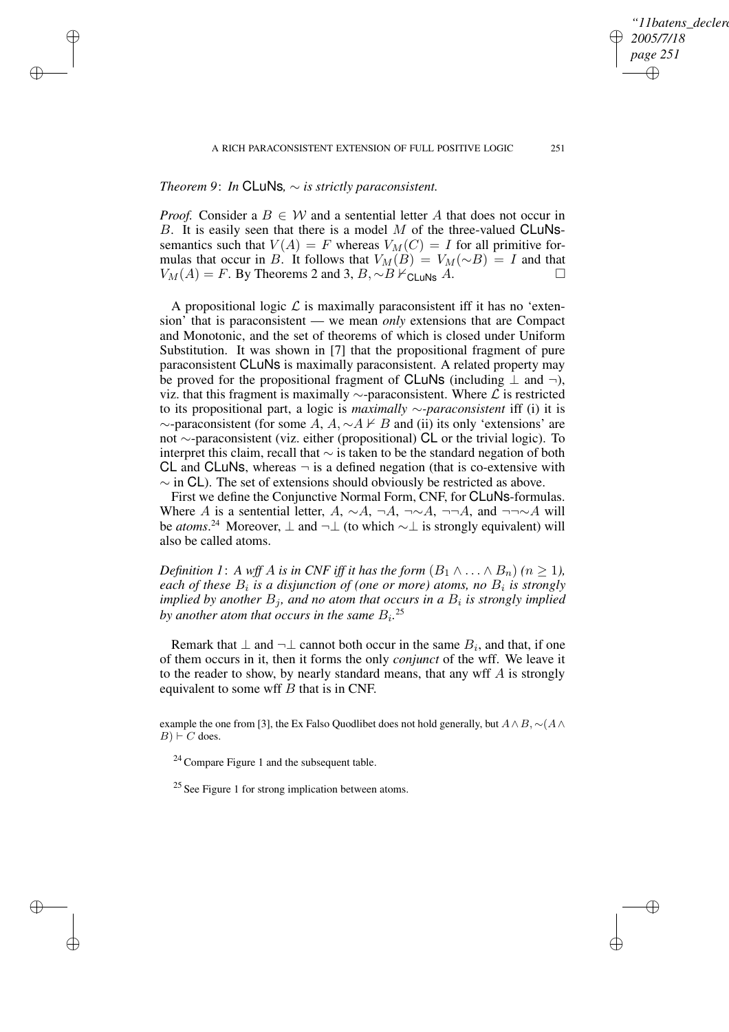*Theorem 9*: *In* CLuNs*, $\sim$ is strictly paraconsistent.*

*Proof.* Consider a $B \in \mathcal{W}$ and a sentential letter $A$ that does not occur in $B$. It is easily seen that there is a model $M$ of the three-valued CLuNs-semantics such that $V(A) = F$ whereas $V_M(C) = I$ for all primitive formulas that occur in $B$. It follows that $V_M(B) = V_M(\sim B) = I$ and that $V_M(A) = F$. By Theorems 2 and 3, $B, \sim B \nvdash_{\mathsf{CLuNs}} A$. □

A propositional logic $\mathcal{L}$ is maximally paraconsistent iff it has no 'extension' that is paraconsistent — we mean *only* extensions that are Compact and Monotonic, and the set of theorems of which is closed under Uniform Substitution. It was shown in [7] that the propositional fragment of pure paraconsistent CLuNs is maximally paraconsistent. A related property may be proved for the propositional fragment of CLuNs (including $\perp$ and $\neg$), viz. that this fragment is maximally $\sim$-paraconsistent. Where $\mathcal{L}$ is restricted to its propositional part, a logic is *maximally $\sim$-paraconsistent* iff (i) it is $\sim$-paraconsistent (for some $A$, $A, \sim A \nvdash B$ and (ii) its only 'extensions' are not $\sim$-paraconsistent (viz. either (propositional) CL or the trivial logic). To interpret this claim, recall that $\sim$ is taken to be the standard negation of both CL and CLuNs, whereas $\neg$ is a defined negation (that is co-extensive with $\sim$ in CL). The set of extensions should obviously be restricted as above.

First we define the Conjunctive Normal Form, CNF, for CLuNs-formulas. Where $A$ is a sentential letter, $A$, $\sim A$, $\neg A$, $\neg\sim A$, $\neg\neg A$, and $\neg\neg\sim A$ will be *atoms*.[24] Moreover, $\perp$ and $\neg\perp$ (to which $\sim\perp$ is strongly equivalent) will also be called atoms.

*Definition 1*: *A wff $A$ is in CNF iff it has the form $(B_1 \wedge \ldots \wedge B_n)$ $(n \geq 1)$, each of these $B_i$ is a disjunction of (one or more) atoms, no $B_i$ is strongly implied by another $B_j$, and no atom that occurs in a $B_i$ is strongly implied by another atom that occurs in the same $B_i$.*[25]

Remark that $\perp$ and $\neg\perp$ cannot both occur in the same $B_i$, and that, if one of them occurs in it, then it forms the only *conjunct* of the wff. We leave it to the reader to show, by nearly standard means, that any wff $A$ is strongly equivalent to some wff $B$ that is in CNF.

example the one from [3], the Ex Falso Quodlibet does not hold generally, but $A \wedge B, \sim(A \wedge B) \vdash C$ does.

[24] Compare Figure 1 and the subsequent table.

[25] See Figure 1 for strong implication between atoms.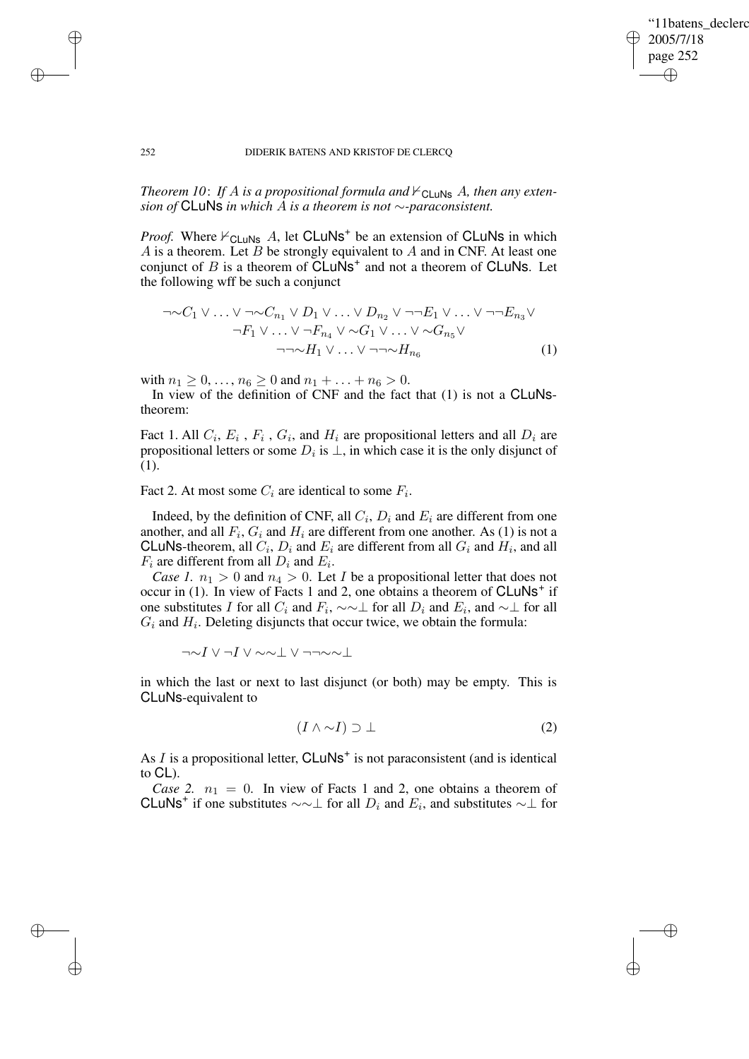*Theorem 10*: *If $A$ is a propositional formula and $\nvdash_{\mathsf{CLuNs}} A$, then any extension of* CLuNs *in which $A$ is a theorem is not $\sim$-paraconsistent.*

*Proof.* Where $\nvdash_{\mathsf{CLuNs}} A$, let $\mathsf{CLuNs}^+$ be an extension of CLuNs in which $A$ is a theorem. Let $B$ be strongly equivalent to $A$ and in CNF. At least one conjunct of $B$ is a theorem of $\mathsf{CLuNs}^+$ and not a theorem of CLuNs. Let the following wff be such a conjunct

$$\neg{\sim}C_1 \vee \ldots \vee \neg{\sim}C_{n_1} \vee D_1 \vee \ldots \vee D_{n_2} \vee \neg\neg E_1 \vee \ldots \vee \neg\neg E_{n_3} \vee \\ \neg F_1 \vee \ldots \vee \neg F_{n_4} \vee {\sim}G_1 \vee \ldots \vee {\sim}G_{n_5} \vee \\ \neg\neg{\sim}H_1 \vee \ldots \vee \neg\neg{\sim}H_{n_6} \tag{1}$$

with $n_1 \geq 0, \ldots, n_6 \geq 0$ and $n_1 + \ldots + n_6 > 0$.

In view of the definition of CNF and the fact that (1) is not a CLuNs-theorem:

Fact 1. All $C_i$, $E_i$ , $F_i$ , $G_i$, and $H_i$ are propositional letters and all $D_i$ are propositional letters or some $D_i$ is $\bot$, in which case it is the only disjunct of (1).

Fact 2. At most some $C_i$ are identical to some $F_i$.

Indeed, by the definition of CNF, all $C_i$, $D_i$ and $E_i$ are different from one another, and all $F_i$, $G_i$ and $H_i$ are different from one another. As (1) is not a CLuNs-theorem, all $C_i$, $D_i$ and $E_i$ are different from all $G_i$ and $H_i$, and all $F_i$ are different from all $D_i$ and $E_i$.

*Case 1.* $n_1 > 0$ and $n_4 > 0$. Let $I$ be a propositional letter that does not occur in (1). In view of Facts 1 and 2, one obtains a theorem of $\mathsf{CLuNs}^+$ if one substitutes $I$ for all $C_i$ and $F_i$, ${\sim}{\sim}\bot$ for all $D_i$ and $E_i$, and ${\sim}\bot$ for all $G_i$ and $H_i$. Deleting disjuncts that occur twice, we obtain the formula:

$$\neg{\sim}I \vee \neg I \vee {\sim}{\sim}\bot \vee \neg\neg{\sim}{\sim}\bot$$

in which the last or next to last disjunct (or both) may be empty. This is CLuNs-equivalent to

$$(I \wedge {\sim}I) \supset \bot \tag{2}$$

As $I$ is a propositional letter, $\mathsf{CLuNs}^+$ is not paraconsistent (and is identical to CL).

*Case 2.* $n_1 = 0$. In view of Facts 1 and 2, one obtains a theorem of $\mathsf{CLuNs}^+$ if one substitutes ${\sim}{\sim}\bot$ for all $D_i$ and $E_i$, and substitutes ${\sim}\bot$ for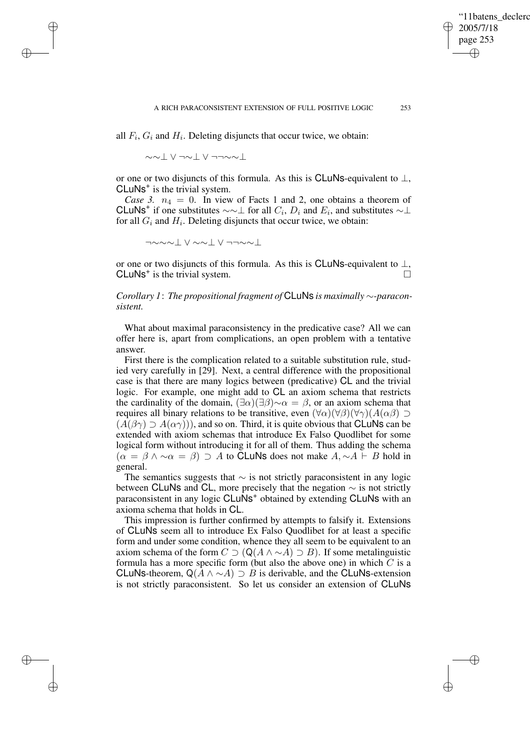all $F_i$, $G_i$ and $H_i$. Deleting disjuncts that occur twice, we obtain:

$$\sim\sim\bot \vee \neg\sim\bot \vee \neg\neg\sim\sim\bot$$

or one or two disjuncts of this formula. As this is CLuNs-equivalent to $\bot$, CLuNs$^+$ is the trivial system.

*Case 3.* $n_4 = 0$. In view of Facts 1 and 2, one obtains a theorem of CLuNs$^+$ if one substitutes $\sim\sim\bot$ for all $C_i$, $D_i$ and $E_i$, and substitutes $\sim\bot$ for all $G_i$ and $H_i$. Deleting disjuncts that occur twice, we obtain:

$$\neg\sim\sim\sim\bot \vee \sim\sim\bot \vee \neg\neg\sim\sim\bot$$

or one or two disjuncts of this formula. As this is CLuNs-equivalent to $\bot$, CLuNs$^+$ is the trivial system. $\square$

*Corollary 1*: *The propositional fragment of* CLuNs *is maximally* $\sim$*-paraconsistent.*

What about maximal paraconsistency in the predicative case? All we can offer here is, apart from complications, an open problem with a tentative answer.

First there is the complication related to a suitable substitution rule, studied very carefully in [29]. Next, a central difference with the propositional case is that there are many logics between (predicative) CL and the trivial logic. For example, one might add to CL an axiom schema that restricts the cardinality of the domain, $(\exists\alpha)(\exists\beta)\sim\alpha = \beta$, or an axiom schema that requires all binary relations to be transitive, even $(\forall\alpha)(\forall\beta)(\forall\gamma)(A(\alpha\beta) \supset (A(\beta\gamma) \supset A(\alpha\gamma)))$, and so on. Third, it is quite obvious that CLuNs can be extended with axiom schemas that introduce Ex Falso Quodlibet for some logical form without introducing it for all of them. Thus adding the schema $(\alpha = \beta \wedge \sim\alpha = \beta) \supset A$ to CLuNs does not make $A, \sim A \vdash B$ hold in general.

The semantics suggests that $\sim$ is not strictly paraconsistent in any logic between CLuNs and CL, more precisely that the negation $\sim$ is not strictly paraconsistent in any logic CLuNs$^+$ obtained by extending CLuNs with an axioma schema that holds in CL.

This impression is further confirmed by attempts to falsify it. Extensions of CLuNs seem all to introduce Ex Falso Quodlibet for at least a specific form and under some condition, whence they all seem to be equivalent to an axiom schema of the form $C \supset (\mathsf{Q}(A \wedge \sim A) \supset B)$. If some metalinguistic formula has a more specific form (but also the above one) in which $C$ is a CLuNs-theorem, $\mathsf{Q}(A \wedge \sim A) \supset B$ is derivable, and the CLuNs-extension is not strictly paraconsistent. So let us consider an extension of CLuNs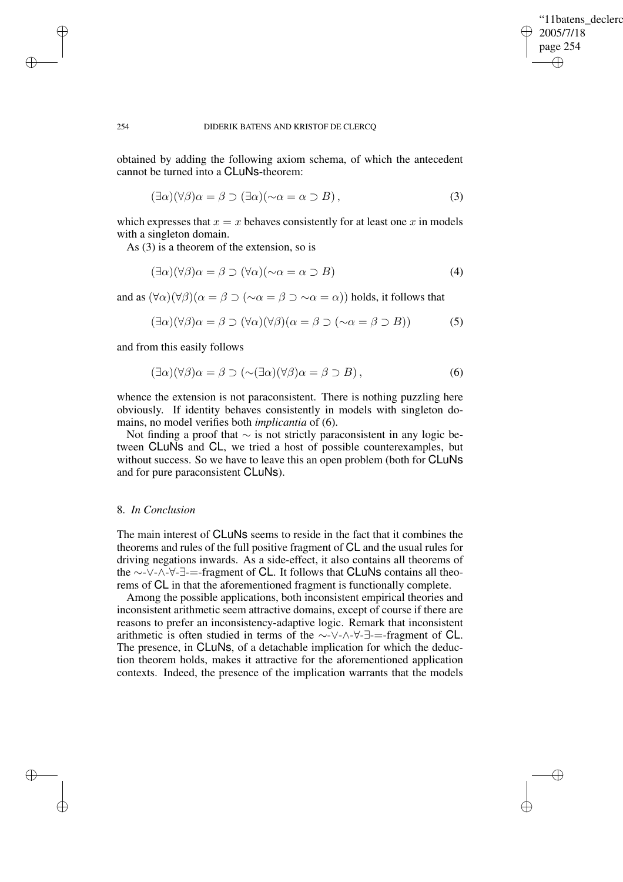obtained by adding the following axiom schema, of which the antecedent cannot be turned into a CLuNs-theorem:

$$(\exists\alpha)(\forall\beta)\alpha = \beta \supset (\exists\alpha)(\sim\alpha = \alpha \supset B)\,, \tag{3}$$

which expresses that $x = x$ behaves consistently for at least one $x$ in models with a singleton domain.

As (3) is a theorem of the extension, so is

$$(\exists\alpha)(\forall\beta)\alpha = \beta \supset (\forall\alpha)(\sim\alpha = \alpha \supset B) \tag{4}$$

and as $(\forall\alpha)(\forall\beta)(\alpha = \beta \supset (\sim\alpha = \beta \supset \sim\alpha = \alpha))$ holds, it follows that

$$(\exists\alpha)(\forall\beta)\alpha = \beta \supset (\forall\alpha)(\forall\beta)(\alpha = \beta \supset (\sim\alpha = \beta \supset B)) \tag{5}$$

and from this easily follows

$$(\exists\alpha)(\forall\beta)\alpha = \beta \supset (\sim(\exists\alpha)(\forall\beta)\alpha = \beta \supset B)\,, \tag{6}$$

whence the extension is not paraconsistent. There is nothing puzzling here obviously. If identity behaves consistently in models with singleton domains, no model verifies both *implicantia* of (6).

Not finding a proof that $\sim$ is not strictly paraconsistent in any logic between CLuNs and CL, we tried a host of possible counterexamples, but without success. So we have to leave this an open problem (both for CLuNs and for pure paraconsistent CLuNs).

## 8. *In Conclusion*

The main interest of CLuNs seems to reside in the fact that it combines the theorems and rules of the full positive fragment of CL and the usual rules for driving negations inwards. As a side-effect, it also contains all theorems of the $\sim$-$\vee$-$\wedge$-$\forall$-$\exists$-$=$-fragment of CL. It follows that CLuNs contains all theorems of CL in that the aforementioned fragment is functionally complete.

Among the possible applications, both inconsistent empirical theories and inconsistent arithmetic seem attractive domains, except of course if there are reasons to prefer an inconsistency-adaptive logic. Remark that inconsistent arithmetic is often studied in terms of the $\sim$-$\vee$-$\wedge$-$\forall$-$\exists$-$=$-fragment of CL. The presence, in CLuNs, of a detachable implication for which the deduction theorem holds, makes it attractive for the aforementioned application contexts. Indeed, the presence of the implication warrants that the models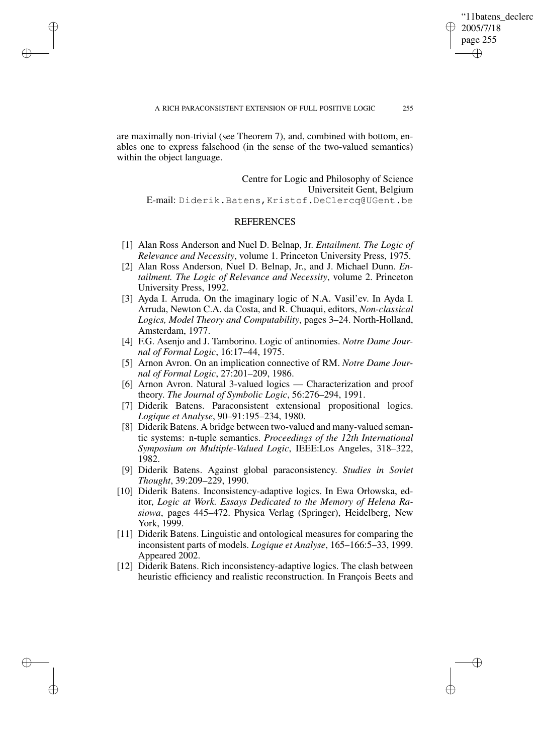are maximally non-trivial (see Theorem 7), and, combined with bottom, enables one to express falsehood (in the sense of the two-valued semantics) within the object language.

Centre for Logic and Philosophy of Science
Universiteit Gent, Belgium
E-mail: Diderik.Batens,Kristof.DeClercq@UGent.be

## REFERENCES

[1] Alan Ross Anderson and Nuel D. Belnap, Jr. *Entailment. The Logic of Relevance and Necessity*, volume 1. Princeton University Press, 1975.

[2] Alan Ross Anderson, Nuel D. Belnap, Jr., and J. Michael Dunn. *Entailment. The Logic of Relevance and Necessity*, volume 2. Princeton University Press, 1992.

[3] Ayda I. Arruda. On the imaginary logic of N.A. Vasil'ev. In Ayda I. Arruda, Newton C.A. da Costa, and R. Chuaqui, editors, *Non-classical Logics, Model Theory and Computability*, pages 3–24. North-Holland, Amsterdam, 1977.

[4] F.G. Asenjo and J. Tamborino. Logic of antinomies. *Notre Dame Journal of Formal Logic*, 16:17–44, 1975.

[5] Arnon Avron. On an implication connective of RM. *Notre Dame Journal of Formal Logic*, 27:201–209, 1986.

[6] Arnon Avron. Natural 3-valued logics — Characterization and proof theory. *The Journal of Symbolic Logic*, 56:276–294, 1991.

[7] Diderik Batens. Paraconsistent extensional propositional logics. *Logique et Analyse*, 90–91:195–234, 1980.

[8] Diderik Batens. A bridge between two-valued and many-valued semantic systems: n-tuple semantics. *Proceedings of the 12th International Symposium on Multiple-Valued Logic*, IEEE:Los Angeles, 318–322, 1982.

[9] Diderik Batens. Against global paraconsistency. *Studies in Soviet Thought*, 39:209–229, 1990.

[10] Diderik Batens. Inconsistency-adaptive logics. In Ewa Orłowska, editor, *Logic at Work. Essays Dedicated to the Memory of Helena Rasiowa*, pages 445–472. Physica Verlag (Springer), Heidelberg, New York, 1999.

[11] Diderik Batens. Linguistic and ontological measures for comparing the inconsistent parts of models. *Logique et Analyse*, 165–166:5–33, 1999. Appeared 2002.

[12] Diderik Batens. Rich inconsistency-adaptive logics. The clash between heuristic efficiency and realistic reconstruction. In François Beets and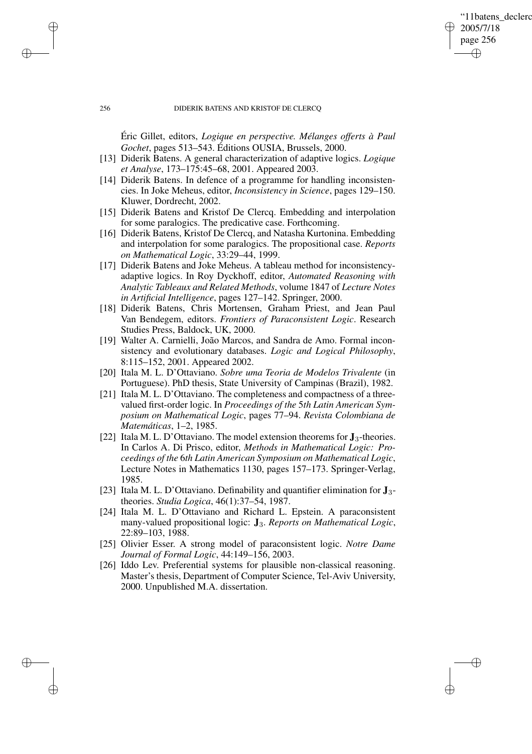Éric Gillet, editors, *Logique en perspective. Mélanges offerts à Paul Gochet*, pages 513–543. Éditions OUSIA, Brussels, 2000.

[13] Diderik Batens. A general characterization of adaptive logics. *Logique et Analyse*, 173–175:45–68, 2001. Appeared 2003.

[14] Diderik Batens. In defence of a programme for handling inconsistencies. In Joke Meheus, editor, *Inconsistency in Science*, pages 129–150. Kluwer, Dordrecht, 2002.

[15] Diderik Batens and Kristof De Clercq. Embedding and interpolation for some paralogics. The predicative case. Forthcoming.

[16] Diderik Batens, Kristof De Clercq, and Natasha Kurtonina. Embedding and interpolation for some paralogics. The propositional case. *Reports on Mathematical Logic*, 33:29–44, 1999.

[17] Diderik Batens and Joke Meheus. A tableau method for inconsistency-adaptive logics. In Roy Dyckhoff, editor, *Automated Reasoning with Analytic Tableaux and Related Methods*, volume 1847 of *Lecture Notes in Artificial Intelligence*, pages 127–142. Springer, 2000.

[18] Diderik Batens, Chris Mortensen, Graham Priest, and Jean Paul Van Bendegem, editors. *Frontiers of Paraconsistent Logic*. Research Studies Press, Baldock, UK, 2000.

[19] Walter A. Carnielli, João Marcos, and Sandra de Amo. Formal inconsistency and evolutionary databases. *Logic and Logical Philosophy*, 8:115–152, 2001. Appeared 2002.

[20] Itala M. L. D'Ottaviano. *Sobre uma Teoria de Modelos Trivalente* (in Portuguese). PhD thesis, State University of Campinas (Brazil), 1982.

[21] Itala M. L. D'Ottaviano. The completeness and compactness of a three-valued first-order logic. In *Proceedings of the 5th Latin American Symposium on Mathematical Logic*, pages 77–94. *Revista Colombiana de Matemáticas*, 1–2, 1985.

[22] Itala M. L. D'Ottaviano. The model extension theorems for $\mathbf{J}_3$-theories. In Carlos A. Di Prisco, editor, *Methods in Mathematical Logic: Proceedings of the 6th Latin American Symposium on Mathematical Logic*, Lecture Notes in Mathematics 1130, pages 157–173. Springer-Verlag, 1985.

[23] Itala M. L. D'Ottaviano. Definability and quantifier elimination for $\mathbf{J}_3$-theories. *Studia Logica*, 46(1):37–54, 1987.

[24] Itala M. L. D'Ottaviano and Richard L. Epstein. A paraconsistent many-valued propositional logic: $\mathbf{J}_3$. *Reports on Mathematical Logic*, 22:89–103, 1988.

[25] Olivier Esser. A strong model of paraconsistent logic. *Notre Dame Journal of Formal Logic*, 44:149–156, 2003.

[26] Iddo Lev. Preferential systems for plausible non-classical reasoning. Master's thesis, Department of Computer Science, Tel-Aviv University, 2000. Unpublished M.A. dissertation.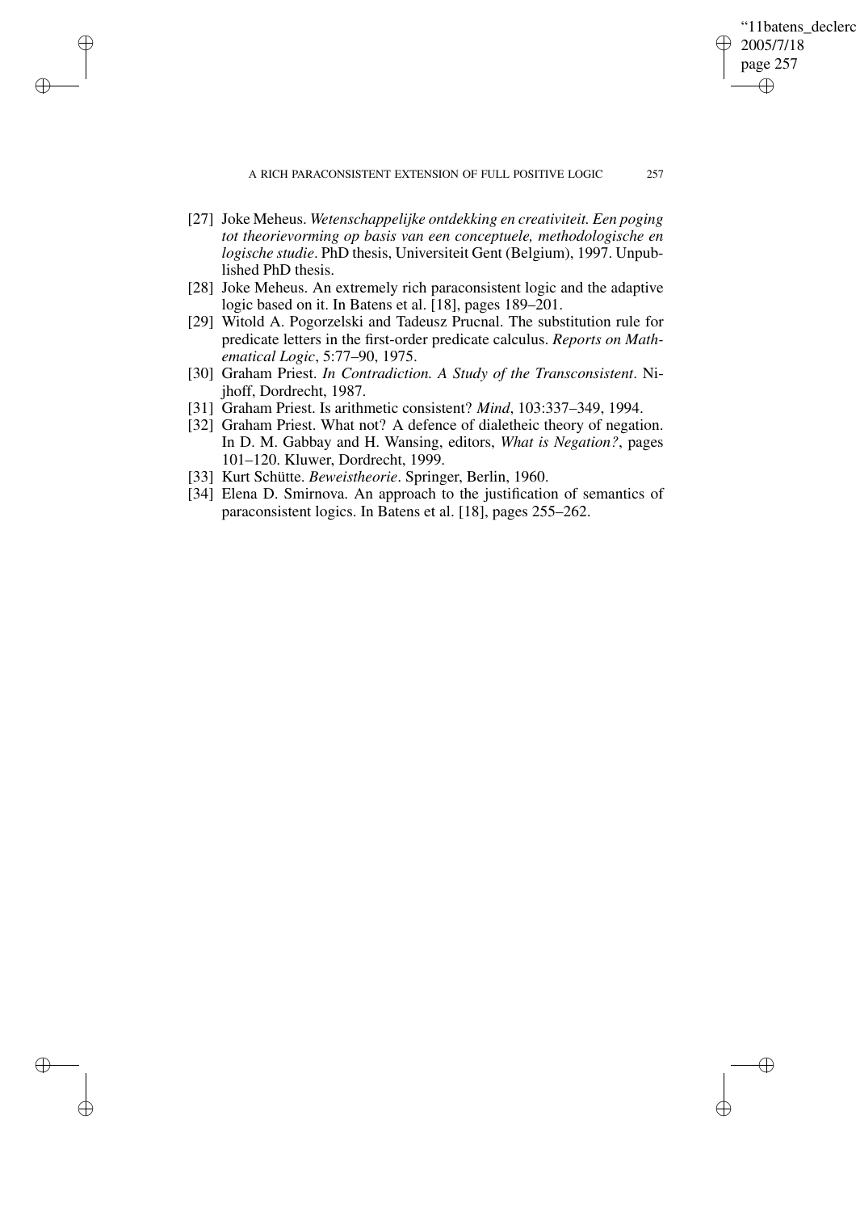[27] Joke Meheus. *Wetenschappelijke ontdekking en creativiteit. Een poging tot theorievorming op basis van een conceptuele, methodologische en logische studie*. PhD thesis, Universiteit Gent (Belgium), 1997. Unpublished PhD thesis.

[28] Joke Meheus. An extremely rich paraconsistent logic and the adaptive logic based on it. In Batens et al. [18], pages 189–201.

[29] Witold A. Pogorzelski and Tadeusz Prucnal. The substitution rule for predicate letters in the first-order predicate calculus. *Reports on Mathematical Logic*, 5:77–90, 1975.

[30] Graham Priest. *In Contradiction. A Study of the Transconsistent*. Nijhoff, Dordrecht, 1987.

[31] Graham Priest. Is arithmetic consistent? *Mind*, 103:337–349, 1994.

[32] Graham Priest. What not? A defence of dialetheic theory of negation. In D. M. Gabbay and H. Wansing, editors, *What is Negation?*, pages 101–120. Kluwer, Dordrecht, 1999.

[33] Kurt Schütte. *Beweistheorie*. Springer, Berlin, 1960.

[34] Elena D. Smirnova. An approach to the justification of semantics of paraconsistent logics. In Batens et al. [18], pages 255–262.